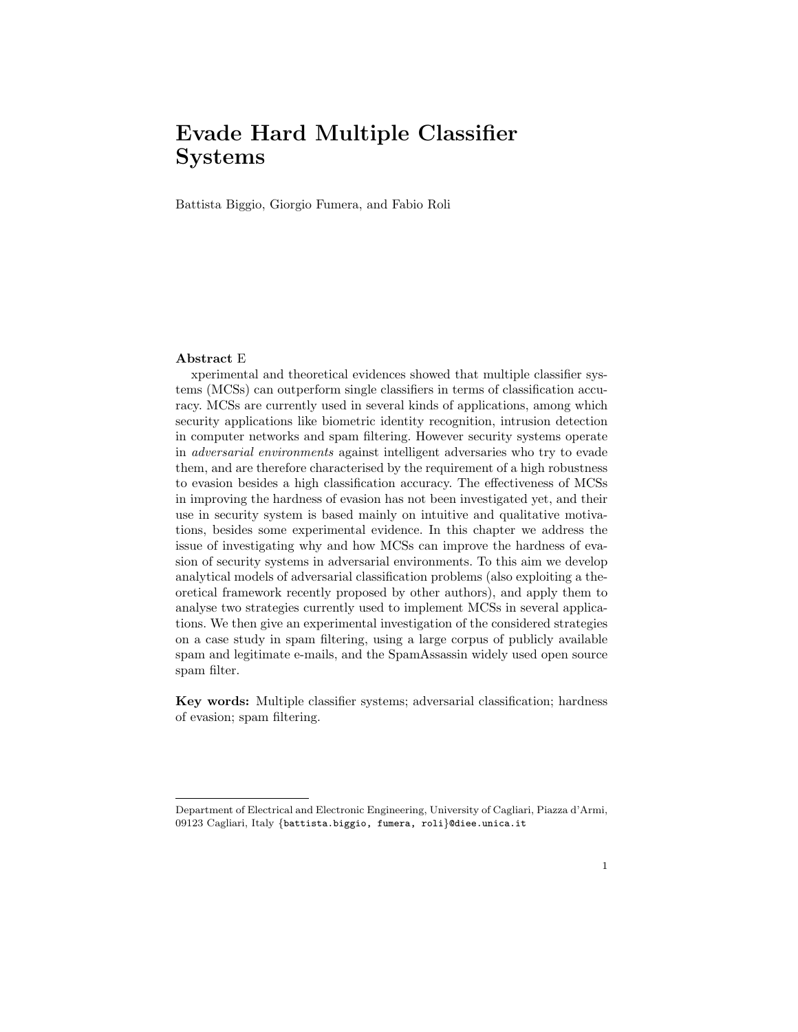# Evade Hard Multiple Classifier Systems

Battista Biggio, Giorgio Fumera, and Fabio Roli

**Abstract** E

xperimental and theoretical evidences showed that multiple classifier systems (MCSs) can outperform single classifiers in terms of classification accuracy. MCSs are currently used in several kinds of applications, among which security applications like biometric identity recognition, intrusion detection in computer networks and spam filtering. However security systems operate in *adversarial environments* against intelligent adversaries who try to evade them, and are therefore characterised by the requirement of a high robustness to evasion besides a high classification accuracy. The effectiveness of MCSs in improving the hardness of evasion has not been investigated yet, and their use in security system is based mainly on intuitive and qualitative motivations, besides some experimental evidence. In this chapter we address the issue of investigating why and how MCSs can improve the hardness of evasion of security systems in adversarial environments. To this aim we develop analytical models of adversarial classification problems (also exploiting a theoretical framework recently proposed by other authors), and apply them to analyse two strategies currently used to implement MCSs in several applications. We then give an experimental investigation of the considered strategies on a case study in spam filtering, using a large corpus of publicly available spam and legitimate e-mails, and the SpamAssassin widely used open source spam filter.

**Key words:** Multiple classifier systems; adversarial classification; hardness of evasion; spam filtering.

---

Department of Electrical and Electronic Engineering, University of Cagliari, Piazza d'Armi, 09123 Cagliari, Italy {battista.biggio, fumera, roli}@diee.unica.it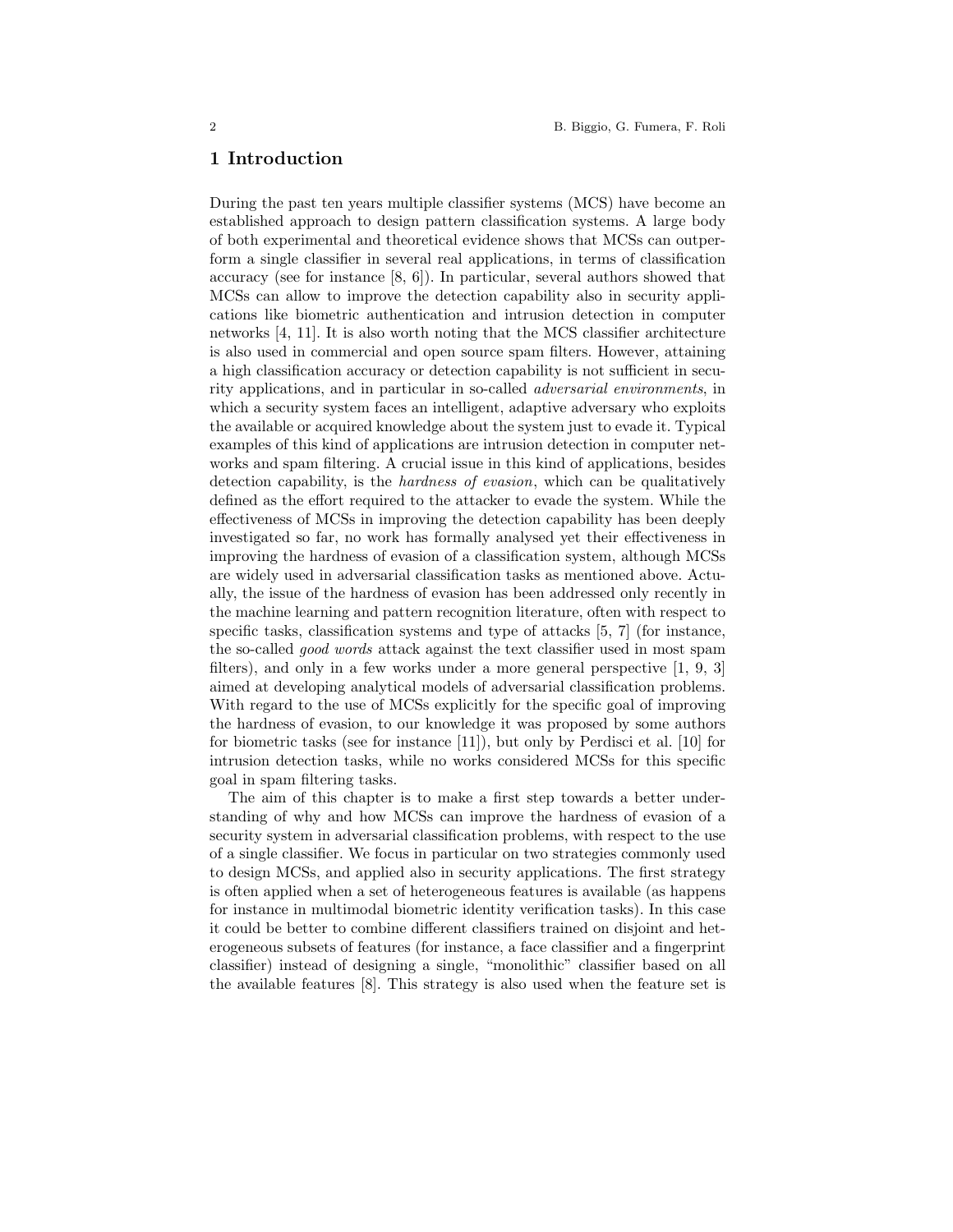## 1 Introduction

During the past ten years multiple classifier systems (MCS) have become an established approach to design pattern classification systems. A large body of both experimental and theoretical evidence shows that MCSs can outperform a single classifier in several real applications, in terms of classification accuracy (see for instance [8, 6]). In particular, several authors showed that MCSs can allow to improve the detection capability also in security applications like biometric authentication and intrusion detection in computer networks [4, 11]. It is also worth noting that the MCS classifier architecture is also used in commercial and open source spam filters. However, attaining a high classification accuracy or detection capability is not sufficient in security applications, and in particular in so-called *adversarial environments*, in which a security system faces an intelligent, adaptive adversary who exploits the available or acquired knowledge about the system just to evade it. Typical examples of this kind of applications are intrusion detection in computer networks and spam filtering. A crucial issue in this kind of applications, besides detection capability, is the *hardness of evasion*, which can be qualitatively defined as the effort required to the attacker to evade the system. While the effectiveness of MCSs in improving the detection capability has been deeply investigated so far, no work has formally analysed yet their effectiveness in improving the hardness of evasion of a classification system, although MCSs are widely used in adversarial classification tasks as mentioned above. Actually, the issue of the hardness of evasion has been addressed only recently in the machine learning and pattern recognition literature, often with respect to specific tasks, classification systems and type of attacks [5, 7] (for instance, the so-called *good words* attack against the text classifier used in most spam filters), and only in a few works under a more general perspective [1, 9, 3] aimed at developing analytical models of adversarial classification problems. With regard to the use of MCSs explicitly for the specific goal of improving the hardness of evasion, to our knowledge it was proposed by some authors for biometric tasks (see for instance [11]), but only by Perdisci et al. [10] for intrusion detection tasks, while no works considered MCSs for this specific goal in spam filtering tasks.

The aim of this chapter is to make a first step towards a better understanding of why and how MCSs can improve the hardness of evasion of a security system in adversarial classification problems, with respect to the use of a single classifier. We focus in particular on two strategies commonly used to design MCSs, and applied also in security applications. The first strategy is often applied when a set of heterogeneous features is available (as happens for instance in multimodal biometric identity verification tasks). In this case it could be better to combine different classifiers trained on disjoint and heterogeneous subsets of features (for instance, a face classifier and a fingerprint classifier) instead of designing a single, "monolithic" classifier based on all the available features [8]. This strategy is also used when the feature set is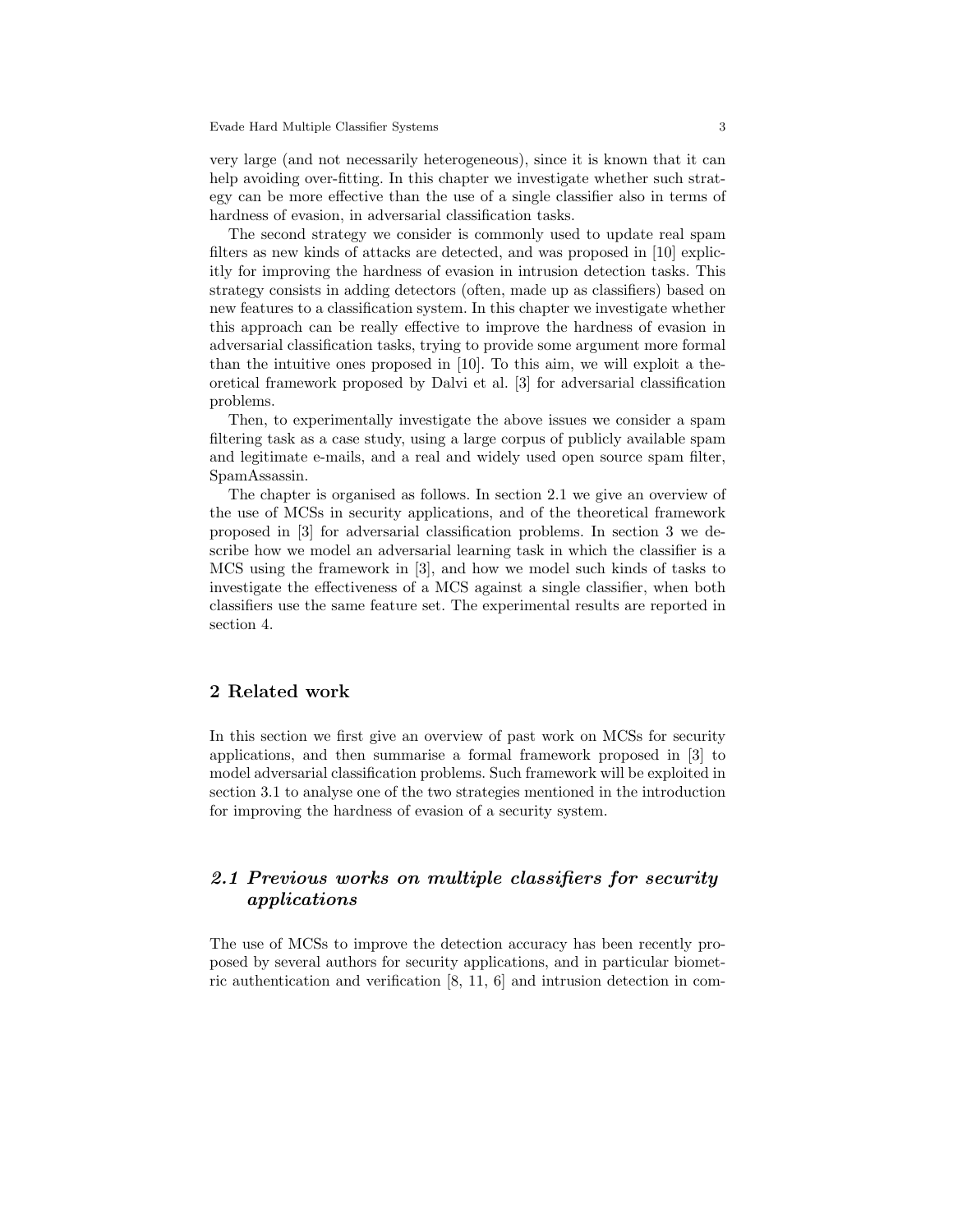very large (and not necessarily heterogeneous), since it is known that it can help avoiding over-fitting. In this chapter we investigate whether such strategy can be more effective than the use of a single classifier also in terms of hardness of evasion, in adversarial classification tasks.

The second strategy we consider is commonly used to update real spam filters as new kinds of attacks are detected, and was proposed in [10] explicitly for improving the hardness of evasion in intrusion detection tasks. This strategy consists in adding detectors (often, made up as classifiers) based on new features to a classification system. In this chapter we investigate whether this approach can be really effective to improve the hardness of evasion in adversarial classification tasks, trying to provide some argument more formal than the intuitive ones proposed in [10]. To this aim, we will exploit a theoretical framework proposed by Dalvi et al. [3] for adversarial classification problems.

Then, to experimentally investigate the above issues we consider a spam filtering task as a case study, using a large corpus of publicly available spam and legitimate e-mails, and a real and widely used open source spam filter, SpamAssassin.

The chapter is organised as follows. In section 2.1 we give an overview of the use of MCSs in security applications, and of the theoretical framework proposed in [3] for adversarial classification problems. In section 3 we describe how we model an adversarial learning task in which the classifier is a MCS using the framework in [3], and how we model such kinds of tasks to investigate the effectiveness of a MCS against a single classifier, when both classifiers use the same feature set. The experimental results are reported in section 4.

## 2 Related work

In this section we first give an overview of past work on MCSs for security applications, and then summarise a formal framework proposed in [3] to model adversarial classification problems. Such framework will be exploited in section 3.1 to analyse one of the two strategies mentioned in the introduction for improving the hardness of evasion of a security system.

### *2.1 Previous works on multiple classifiers for security applications*

The use of MCSs to improve the detection accuracy has been recently proposed by several authors for security applications, and in particular biometric authentication and verification [8, 11, 6] and intrusion detection in com-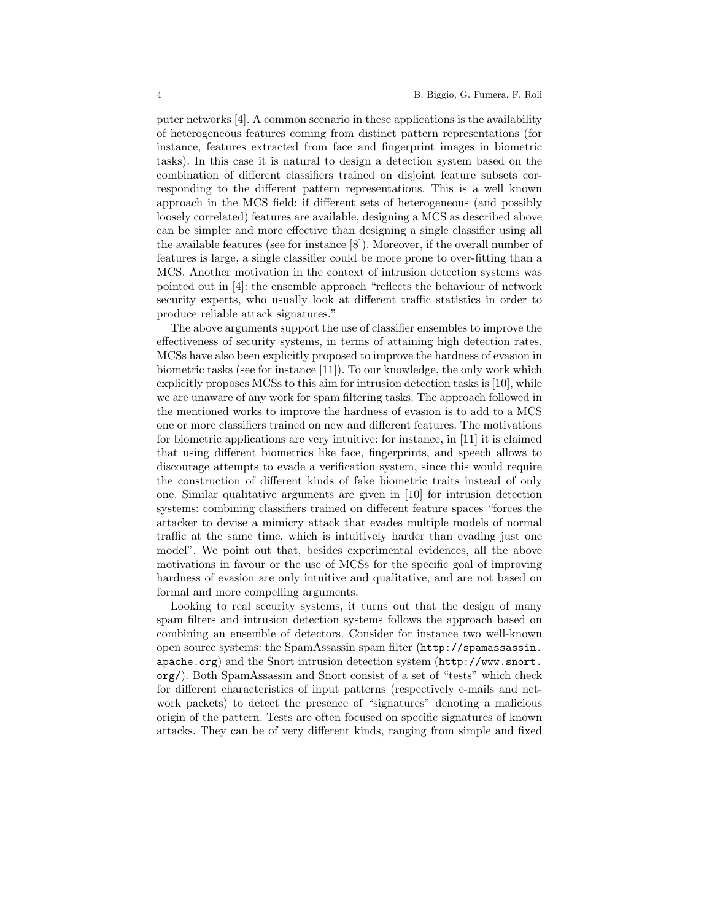puter networks [4]. A common scenario in these applications is the availability of heterogeneous features coming from distinct pattern representations (for instance, features extracted from face and fingerprint images in biometric tasks). In this case it is natural to design a detection system based on the combination of different classifiers trained on disjoint feature subsets corresponding to the different pattern representations. This is a well known approach in the MCS field: if different sets of heterogeneous (and possibly loosely correlated) features are available, designing a MCS as described above can be simpler and more effective than designing a single classifier using all the available features (see for instance [8]). Moreover, if the overall number of features is large, a single classifier could be more prone to over-fitting than a MCS. Another motivation in the context of intrusion detection systems was pointed out in [4]: the ensemble approach "reflects the behaviour of network security experts, who usually look at different traffic statistics in order to produce reliable attack signatures."

The above arguments support the use of classifier ensembles to improve the effectiveness of security systems, in terms of attaining high detection rates. MCSs have also been explicitly proposed to improve the hardness of evasion in biometric tasks (see for instance [11]). To our knowledge, the only work which explicitly proposes MCSs to this aim for intrusion detection tasks is [10], while we are unaware of any work for spam filtering tasks. The approach followed in the mentioned works to improve the hardness of evasion is to add to a MCS one or more classifiers trained on new and different features. The motivations for biometric applications are very intuitive: for instance, in [11] it is claimed that using different biometrics like face, fingerprints, and speech allows to discourage attempts to evade a verification system, since this would require the construction of different kinds of fake biometric traits instead of only one. Similar qualitative arguments are given in [10] for intrusion detection systems: combining classifiers trained on different feature spaces "forces the attacker to devise a mimicry attack that evades multiple models of normal traffic at the same time, which is intuitively harder than evading just one model". We point out that, besides experimental evidences, all the above motivations in favour or the use of MCSs for the specific goal of improving hardness of evasion are only intuitive and qualitative, and are not based on formal and more compelling arguments.

Looking to real security systems, it turns out that the design of many spam filters and intrusion detection systems follows the approach based on combining an ensemble of detectors. Consider for instance two well-known open source systems: the SpamAssassin spam filter (`http://spamassassin.apache.org`) and the Snort intrusion detection system (`http://www.snort.org/`). Both SpamAssassin and Snort consist of a set of "tests" which check for different characteristics of input patterns (respectively e-mails and network packets) to detect the presence of "signatures" denoting a malicious origin of the pattern. Tests are often focused on specific signatures of known attacks. They can be of very different kinds, ranging from simple and fixed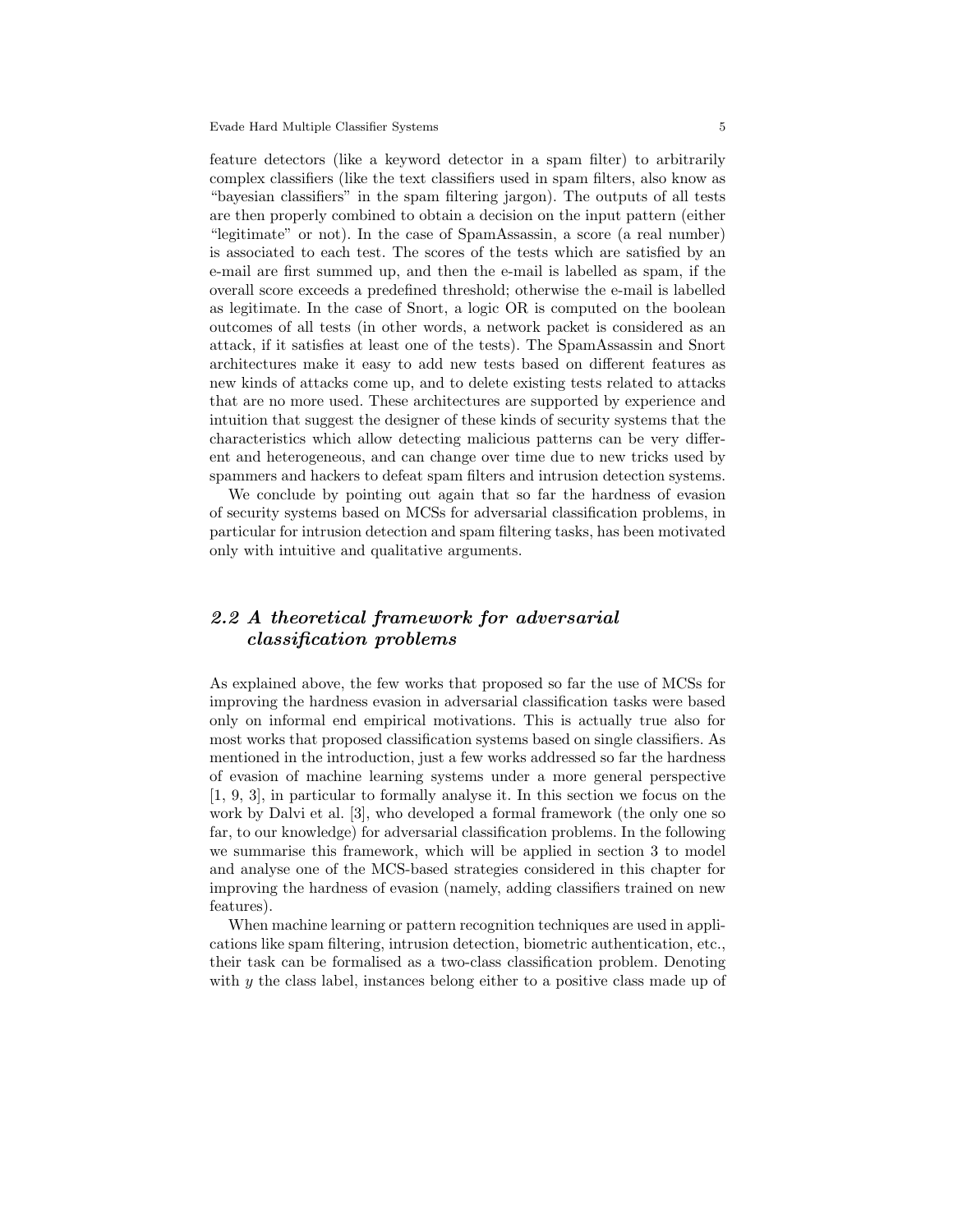feature detectors (like a keyword detector in a spam filter) to arbitrarily complex classifiers (like the text classifiers used in spam filters, also know as "bayesian classifiers" in the spam filtering jargon). The outputs of all tests are then properly combined to obtain a decision on the input pattern (either "legitimate" or not). In the case of SpamAssassin, a score (a real number) is associated to each test. The scores of the tests which are satisfied by an e-mail are first summed up, and then the e-mail is labelled as spam, if the overall score exceeds a predefined threshold; otherwise the e-mail is labelled as legitimate. In the case of Snort, a logic OR is computed on the boolean outcomes of all tests (in other words, a network packet is considered as an attack, if it satisfies at least one of the tests). The SpamAssassin and Snort architectures make it easy to add new tests based on different features as new kinds of attacks come up, and to delete existing tests related to attacks that are no more used. These architectures are supported by experience and intuition that suggest the designer of these kinds of security systems that the characteristics which allow detecting malicious patterns can be very different and heterogeneous, and can change over time due to new tricks used by spammers and hackers to defeat spam filters and intrusion detection systems.

We conclude by pointing out again that so far the hardness of evasion of security systems based on MCSs for adversarial classification problems, in particular for intrusion detection and spam filtering tasks, has been motivated only with intuitive and qualitative arguments.

## 2.2 A theoretical framework for adversarial classification problems

As explained above, the few works that proposed so far the use of MCSs for improving the hardness evasion in adversarial classification tasks were based only on informal end empirical motivations. This is actually true also for most works that proposed classification systems based on single classifiers. As mentioned in the introduction, just a few works addressed so far the hardness of evasion of machine learning systems under a more general perspective [1, 9, 3], in particular to formally analyse it. In this section we focus on the work by Dalvi et al. [3], who developed a formal framework (the only one so far, to our knowledge) for adversarial classification problems. In the following we summarise this framework, which will be applied in section 3 to model and analyse one of the MCS-based strategies considered in this chapter for improving the hardness of evasion (namely, adding classifiers trained on new features).

When machine learning or pattern recognition techniques are used in applications like spam filtering, intrusion detection, biometric authentication, etc., their task can be formalised as a two-class classification problem. Denoting with $y$ the class label, instances belong either to a positive class made up of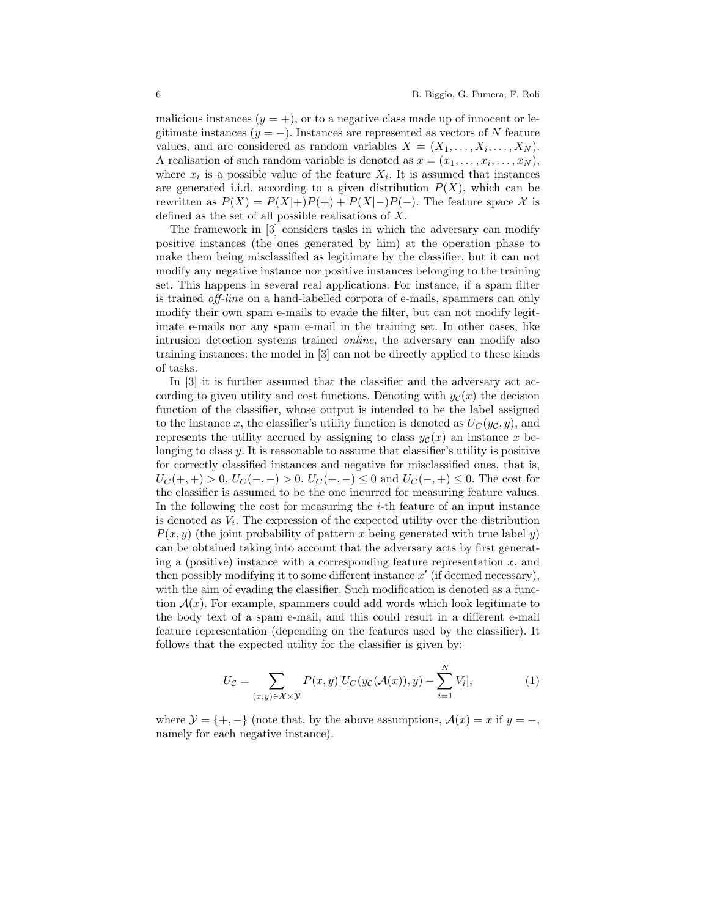malicious instances ($y = +$), or to a negative class made up of innocent or legitimate instances ($y = -$). Instances are represented as vectors of $N$ feature values, and are considered as random variables $X = (X_1, \ldots, X_i, \ldots, X_N)$. A realisation of such random variable is denoted as $x = (x_1, \ldots, x_i, \ldots, x_N)$, where $x_i$ is a possible value of the feature $X_i$. It is assumed that instances are generated i.i.d. according to a given distribution $P(X)$, which can be rewritten as $P(X) = P(X|+)P(+) + P(X|-)P(-)$. The feature space $\mathcal{X}$ is defined as the set of all possible realisations of $X$.

The framework in [3] considers tasks in which the adversary can modify positive instances (the ones generated by him) at the operation phase to make them being misclassified as legitimate by the classifier, but it can not modify any negative instance nor positive instances belonging to the training set. This happens in several real applications. For instance, if a spam filter is trained *off-line* on a hand-labelled corpora of e-mails, spammers can only modify their own spam e-mails to evade the filter, but can not modify legitimate e-mails nor any spam e-mail in the training set. In other cases, like intrusion detection systems trained *online*, the adversary can modify also training instances: the model in [3] can not be directly applied to these kinds of tasks.

In [3] it is further assumed that the classifier and the adversary act according to given utility and cost functions. Denoting with $y_{\mathcal{C}}(x)$ the decision function of the classifier, whose output is intended to be the label assigned to the instance $x$, the classifier's utility function is denoted as $U_C(y_{\mathcal{C}}, y)$, and represents the utility accrued by assigning to class $y_{\mathcal{C}}(x)$ an instance $x$ belonging to class $y$. It is reasonable to assume that classifier's utility is positive for correctly classified instances and negative for misclassified ones, that is, $U_C(+,+) > 0$, $U_C(-,-) > 0$, $U_C(+,-) \leq 0$ and $U_C(-,+) \leq 0$. The cost for the classifier is assumed to be the one incurred for measuring feature values. In the following the cost for measuring the $i$-th feature of an input instance is denoted as $V_i$. The expression of the expected utility over the distribution $P(x, y)$ (the joint probability of pattern $x$ being generated with true label $y$) can be obtained taking into account that the adversary acts by first generating a (positive) instance with a corresponding feature representation $x$, and then possibly modifying it to some different instance $x'$ (if deemed necessary), with the aim of evading the classifier. Such modification is denoted as a function $\mathcal{A}(x)$. For example, spammers could add words which look legitimate to the body text of a spam e-mail, and this could result in a different e-mail feature representation (depending on the features used by the classifier). It follows that the expected utility for the classifier is given by:

$$U_{\mathcal{C}} = \sum_{(x,y) \in \mathcal{X} \times \mathcal{Y}} P(x, y)[U_C(y_{\mathcal{C}}(\mathcal{A}(x)), y) - \sum_{i=1}^{N} V_i], \tag{1}$$

where $\mathcal{Y} = \{+, -\}$ (note that, by the above assumptions, $\mathcal{A}(x) = x$ if $y = -$, namely for each negative instance).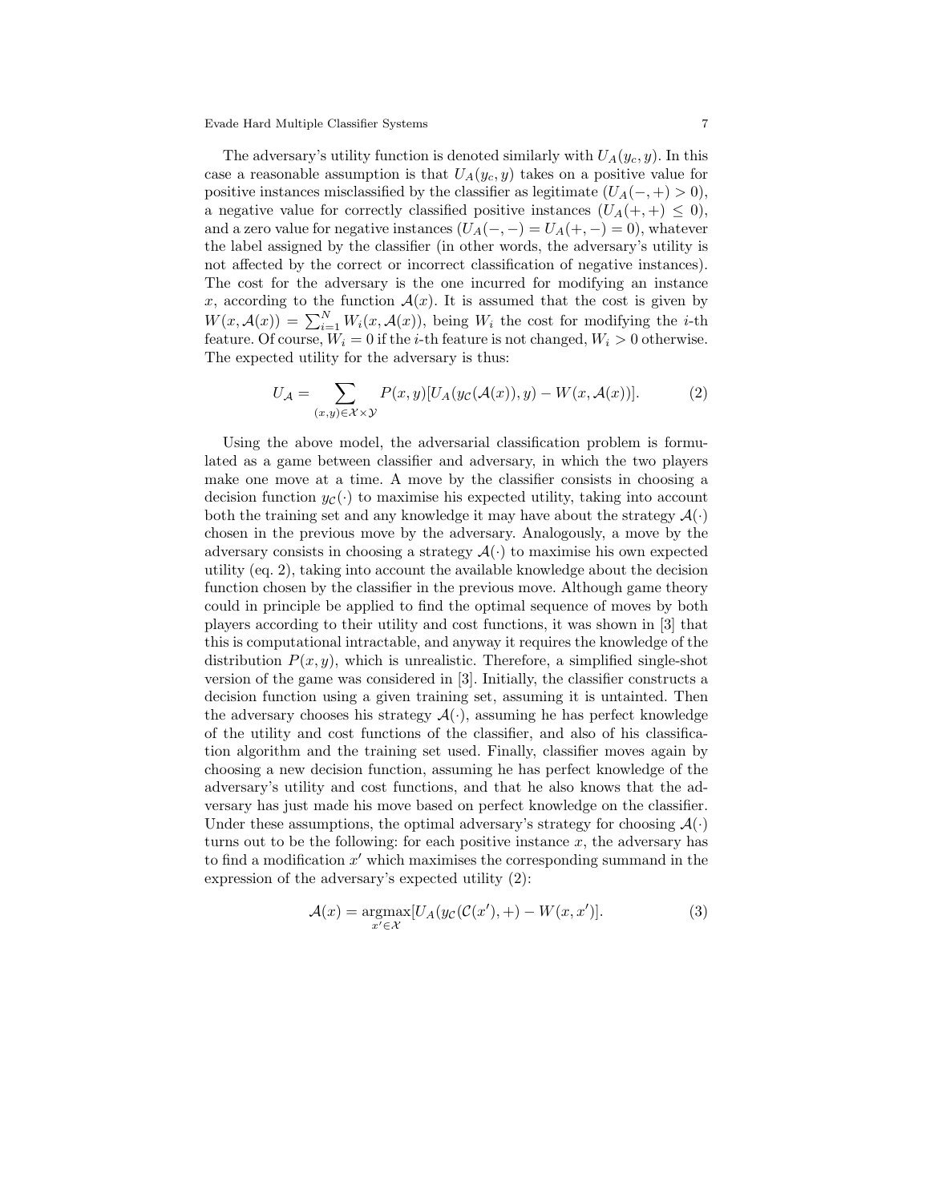The adversary's utility function is denoted similarly with $U_A(y_c, y)$. In this case a reasonable assumption is that $U_A(y_c, y)$ takes on a positive value for positive instances misclassified by the classifier as legitimate ($U_A(-,+) > 0$), a negative value for correctly classified positive instances ($U_A(+,+) \leq 0$), and a zero value for negative instances ($U_A(-,-) = U_A(+,-) = 0$), whatever the label assigned by the classifier (in other words, the adversary's utility is not affected by the correct or incorrect classification of negative instances). The cost for the adversary is the one incurred for modifying an instance $x$, according to the function $\mathcal{A}(x)$. It is assumed that the cost is given by $W(x, \mathcal{A}(x)) = \sum_{i=1}^{N} W_i(x, \mathcal{A}(x))$, being $W_i$ the cost for modifying the $i$-th feature. Of course, $W_i = 0$ if the $i$-th feature is not changed, $W_i > 0$ otherwise. The expected utility for the adversary is thus:

$$U_{\mathcal{A}} = \sum_{(x,y) \in \mathcal{X} \times \mathcal{Y}} P(x, y)[U_A(y_{\mathcal{C}}(\mathcal{A}(x)), y) - W(x, \mathcal{A}(x))]. \tag{2}$$

Using the above model, the adversarial classification problem is formulated as a game between classifier and adversary, in which the two players make one move at a time. A move by the classifier consists in choosing a decision function $y_{\mathcal{C}}(\cdot)$ to maximise his expected utility, taking into account both the training set and any knowledge it may have about the strategy $\mathcal{A}(\cdot)$ chosen in the previous move by the adversary. Analogously, a move by the adversary consists in choosing a strategy $\mathcal{A}(\cdot)$ to maximise his own expected utility (eq. 2), taking into account the available knowledge about the decision function chosen by the classifier in the previous move. Although game theory could in principle be applied to find the optimal sequence of moves by both players according to their utility and cost functions, it was shown in [3] that this is computational intractable, and anyway it requires the knowledge of the distribution $P(x, y)$, which is unrealistic. Therefore, a simplified single-shot version of the game was considered in [3]. Initially, the classifier constructs a decision function using a given training set, assuming it is untainted. Then the adversary chooses his strategy $\mathcal{A}(\cdot)$, assuming he has perfect knowledge of the utility and cost functions of the classifier, and also of his classification algorithm and the training set used. Finally, classifier moves again by choosing a new decision function, assuming he has perfect knowledge of the adversary's utility and cost functions, and that he also knows that the adversary has just made his move based on perfect knowledge on the classifier. Under these assumptions, the optimal adversary's strategy for choosing $\mathcal{A}(\cdot)$ turns out to be the following: for each positive instance $x$, the adversary has to find a modification $x'$ which maximises the corresponding summand in the expression of the adversary's expected utility (2):

$$\mathcal{A}(x) = \underset{x' \in \mathcal{X}}{\operatorname{argmax}}[U_A(y_{\mathcal{C}}(\mathcal{C}(x'), +) - W(x, x')]. \tag{3}$$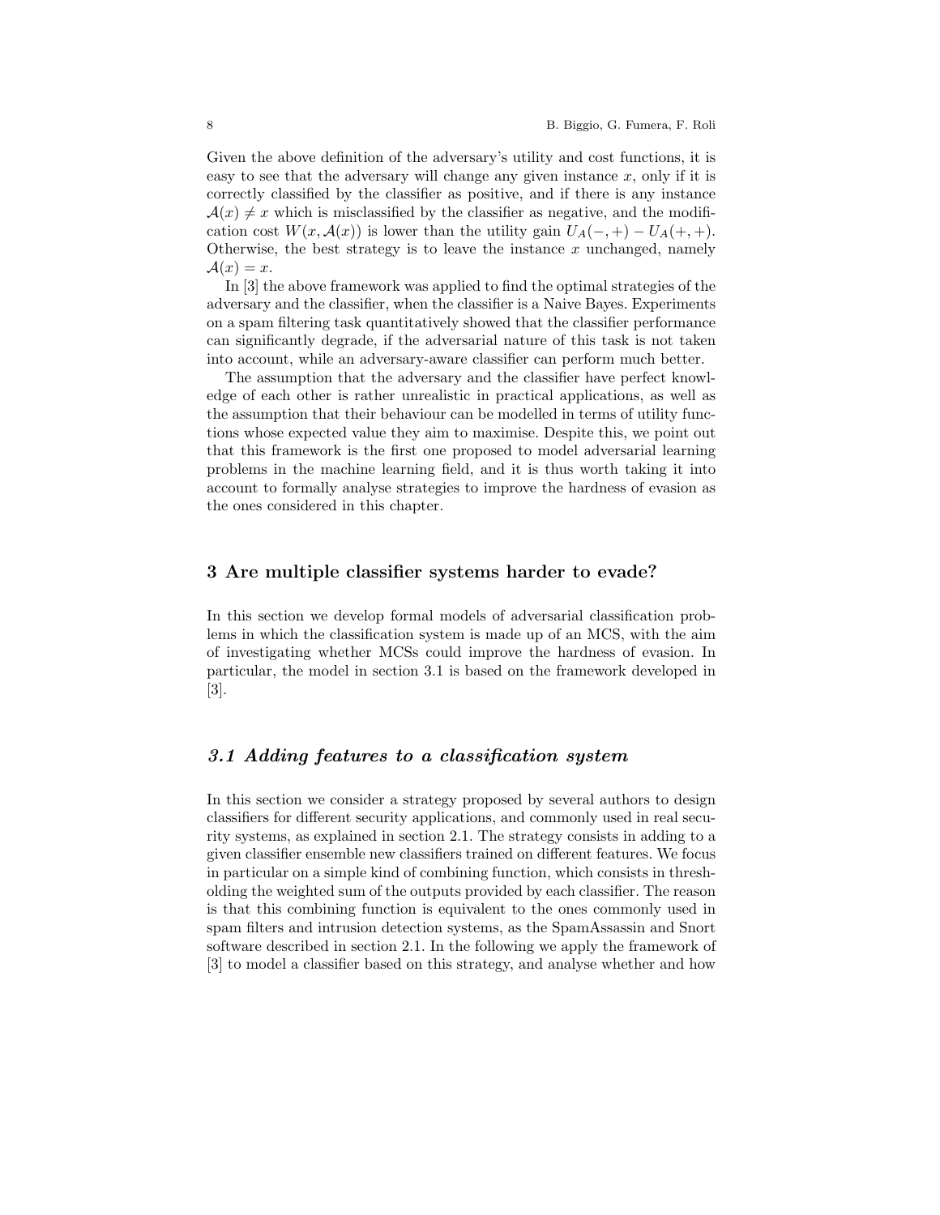Given the above definition of the adversary's utility and cost functions, it is easy to see that the adversary will change any given instance $x$, only if it is correctly classified by the classifier as positive, and if there is any instance $\mathcal{A}(x) \neq x$ which is misclassified by the classifier as negative, and the modification cost $W(x, \mathcal{A}(x))$ is lower than the utility gain $U_A(-,+) - U_A(+,+)$. Otherwise, the best strategy is to leave the instance $x$ unchanged, namely $\mathcal{A}(x) = x$.

In [3] the above framework was applied to find the optimal strategies of the adversary and the classifier, when the classifier is a Naive Bayes. Experiments on a spam filtering task quantitatively showed that the classifier performance can significantly degrade, if the adversarial nature of this task is not taken into account, while an adversary-aware classifier can perform much better.

The assumption that the adversary and the classifier have perfect knowledge of each other is rather unrealistic in practical applications, as well as the assumption that their behaviour can be modelled in terms of utility functions whose expected value they aim to maximise. Despite this, we point out that this framework is the first one proposed to model adversarial learning problems in the machine learning field, and it is thus worth taking it into account to formally analyse strategies to improve the hardness of evasion as the ones considered in this chapter.

## 3 Are multiple classifier systems harder to evade?

In this section we develop formal models of adversarial classification problems in which the classification system is made up of an MCS, with the aim of investigating whether MCSs could improve the hardness of evasion. In particular, the model in section 3.1 is based on the framework developed in [3].

### *3.1 Adding features to a classification system*

In this section we consider a strategy proposed by several authors to design classifiers for different security applications, and commonly used in real security systems, as explained in section 2.1. The strategy consists in adding to a given classifier ensemble new classifiers trained on different features. We focus in particular on a simple kind of combining function, which consists in thresholding the weighted sum of the outputs provided by each classifier. The reason is that this combining function is equivalent to the ones commonly used in spam filters and intrusion detection systems, as the SpamAssassin and Snort software described in section 2.1. In the following we apply the framework of [3] to model a classifier based on this strategy, and analyse whether and how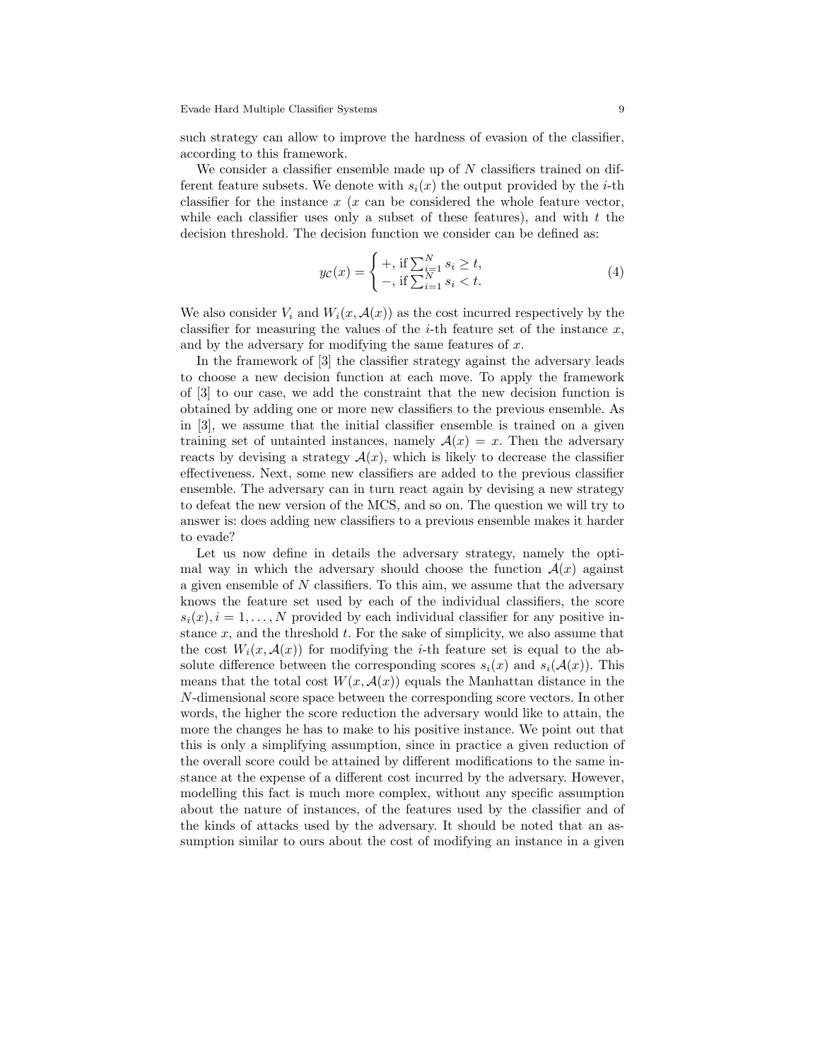such strategy can allow to improve the hardness of evasion of the classifier, according to this framework.

We consider a classifier ensemble made up of $N$ classifiers trained on different feature subsets. We denote with $s_i(x)$ the output provided by the $i$-th classifier for the instance $x$ ($x$ can be considered the whole feature vector, while each classifier uses only a subset of these features), and with $t$ the decision threshold. The decision function we consider can be defined as:

$$y_{\mathcal{C}}(x) = \begin{cases} +, \text{ if } \sum_{i=1}^{N} s_i \geq t, \\ -, \text{ if } \sum_{i=1}^{N} s_i < t. \end{cases} \tag{4}$$

We also consider $V_i$ and $W_i(x, \mathcal{A}(x))$ as the cost incurred respectively by the classifier for measuring the values of the $i$-th feature set of the instance $x$, and by the adversary for modifying the same features of $x$.

In the framework of [3] the classifier strategy against the adversary leads to choose a new decision function at each move. To apply the framework of [3] to our case, we add the constraint that the new decision function is obtained by adding one or more new classifiers to the previous ensemble. As in [3], we assume that the initial classifier ensemble is trained on a given training set of untainted instances, namely $\mathcal{A}(x) = x$. Then the adversary reacts by devising a strategy $\mathcal{A}(x)$, which is likely to decrease the classifier effectiveness. Next, some new classifiers are added to the previous classifier ensemble. The adversary can in turn react again by devising a new strategy to defeat the new version of the MCS, and so on. The question we will try to answer is: does adding new classifiers to a previous ensemble makes it harder to evade?

Let us now define in details the adversary strategy, namely the optimal way in which the adversary should choose the function $\mathcal{A}(x)$ against a given ensemble of $N$ classifiers. To this aim, we assume that the adversary knows the feature set used by each of the individual classifiers, the score $s_i(x), i = 1, \ldots, N$ provided by each individual classifier for any positive instance $x$, and the threshold $t$. For the sake of simplicity, we also assume that the cost $W_i(x, \mathcal{A}(x))$ for modifying the $i$-th feature set is equal to the absolute difference between the corresponding scores $s_i(x)$ and $s_i(\mathcal{A}(x))$. This means that the total cost $W(x, \mathcal{A}(x))$ equals the Manhattan distance in the $N$-dimensional score space between the corresponding score vectors. In other words, the higher the score reduction the adversary would like to attain, the more the changes he has to make to his positive instance. We point out that this is only a simplifying assumption, since in practice a given reduction of the overall score could be attained by different modifications to the same instance at the expense of a different cost incurred by the adversary. However, modelling this fact is much more complex, without any specific assumption about the nature of instances, of the features used by the classifier and of the kinds of attacks used by the adversary. It should be noted that an assumption similar to ours about the cost of modifying an instance in a given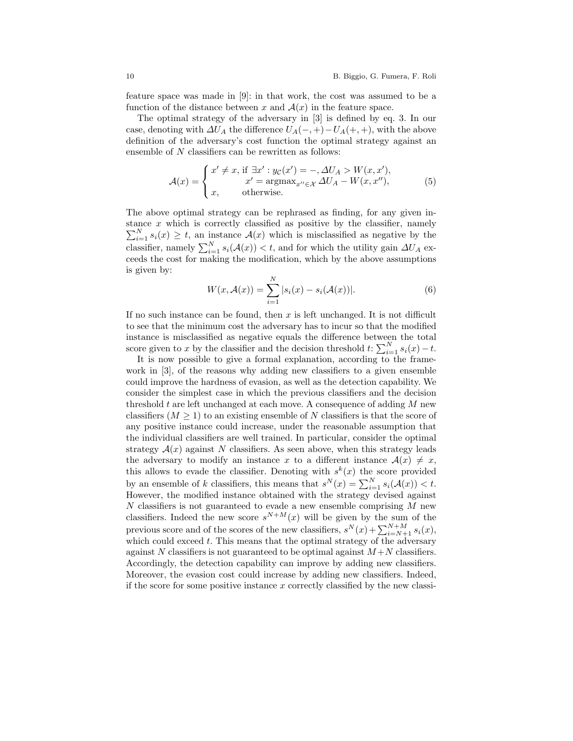feature space was made in [9]: in that work, the cost was assumed to be a function of the distance between $x$ and $\mathcal{A}(x)$ in the feature space.

The optimal strategy of the adversary in [3] is defined by eq. 3. In our case, denoting with $\Delta U_A$ the difference $U_A(-,+) - U_A(+,+)$, with the above definition of the adversary's cost function the optimal strategy against an ensemble of $N$ classifiers can be rewritten as follows:

$$\mathcal{A}(x) = \begin{cases} x' \neq x, \text{ if } \exists x' : y_{\mathcal{C}}(x') = -, \Delta U_A > W(x, x'), \\ \qquad\qquad x' = \operatorname{argmax}_{x'' \in \mathcal{X}} \Delta U_A - W(x, x''), \\ x, \qquad \text{otherwise.} \end{cases} \tag{5}$$

The above optimal strategy can be rephrased as finding, for any given instance $x$ which is correctly classified as positive by the classifier, namely $\sum_{i=1}^{N} s_i(x) \geq t$, an instance $\mathcal{A}(x)$ which is misclassified as negative by the classifier, namely $\sum_{i=1}^{N} s_i(\mathcal{A}(x)) < t$, and for which the utility gain $\Delta U_A$ exceeds the cost for making the modification, which by the above assumptions is given by:

$$W(x, \mathcal{A}(x)) = \sum_{i=1}^{N} |s_i(x) - s_i(\mathcal{A}(x))|. \tag{6}$$

If no such instance can be found, then $x$ is left unchanged. It is not difficult to see that the minimum cost the adversary has to incur so that the modified instance is misclassified as negative equals the difference between the total score given to $x$ by the classifier and the decision threshold $t$: $\sum_{i=1}^{N} s_i(x) - t$.

It is now possible to give a formal explanation, according to the framework in [3], of the reasons why adding new classifiers to a given ensemble could improve the hardness of evasion, as well as the detection capability. We consider the simplest case in which the previous classifiers and the decision threshold $t$ are left unchanged at each move. A consequence of adding $M$ new classifiers ($M \geq 1$) to an existing ensemble of $N$ classifiers is that the score of any positive instance could increase, under the reasonable assumption that the individual classifiers are well trained. In particular, consider the optimal strategy $\mathcal{A}(x)$ against $N$ classifiers. As seen above, when this strategy leads the adversary to modify an instance $x$ to a different instance $\mathcal{A}(x) \neq x$, this allows to evade the classifier. Denoting with $s^k(x)$ the score provided by an ensemble of $k$ classifiers, this means that $s^N(x) = \sum_{i=1}^{N} s_i(\mathcal{A}(x)) < t$. However, the modified instance obtained with the strategy devised against $N$ classifiers is not guaranteed to evade a new ensemble comprising $M$ new classifiers. Indeed the new score $s^{N+M}(x)$ will be given by the sum of the previous score and of the scores of the new classifiers, $s^N(x) + \sum_{i=N+1}^{N+M} s_i(x)$, which could exceed $t$. This means that the optimal strategy of the adversary against $N$ classifiers is not guaranteed to be optimal against $M+N$ classifiers. Accordingly, the detection capability can improve by adding new classifiers. Moreover, the evasion cost could increase by adding new classifiers. Indeed, if the score for some positive instance $x$ correctly classified by the new classi-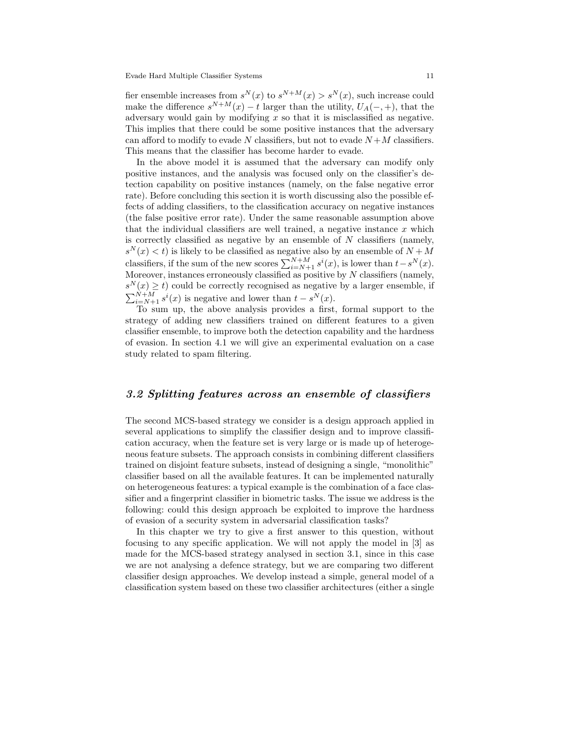fier ensemble increases from $s^N(x)$ to $s^{N+M}(x) > s^N(x)$, such increase could make the difference $s^{N+M}(x) - t$ larger than the utility, $U_A(-,+)$, that the adversary would gain by modifying $x$ so that it is misclassified as negative. This implies that there could be some positive instances that the adversary can afford to modify to evade $N$ classifiers, but not to evade $N+M$ classifiers. This means that the classifier has become harder to evade.

In the above model it is assumed that the adversary can modify only positive instances, and the analysis was focused only on the classifier's detection capability on positive instances (namely, on the false negative error rate). Before concluding this section it is worth discussing also the possible effects of adding classifiers, to the classification accuracy on negative instances (the false positive error rate). Under the same reasonable assumption above that the individual classifiers are well trained, a negative instance $x$ which is correctly classified as negative by an ensemble of $N$ classifiers (namely, $s^N(x) < t$) is likely to be classified as negative also by an ensemble of $N+M$ classifiers, if the sum of the new scores $\sum_{i=N+1}^{N+M} s^i(x)$, is lower than $t - s^N(x)$. Moreover, instances erroneously classified as positive by $N$ classifiers (namely, $s^N(x) \geq t$) could be correctly recognised as negative by a larger ensemble, if $\sum_{i=N+1}^{N+M} s^i(x)$ is negative and lower than $t - s^N(x)$.

To sum up, the above analysis provides a first, formal support to the strategy of adding new classifiers trained on different features to a given classifier ensemble, to improve both the detection capability and the hardness of evasion. In section 4.1 we will give an experimental evaluation on a case study related to spam filtering.

### *3.2 Splitting features across an ensemble of classifiers*

The second MCS-based strategy we consider is a design approach applied in several applications to simplify the classifier design and to improve classification accuracy, when the feature set is very large or is made up of heterogeneous feature subsets. The approach consists in combining different classifiers trained on disjoint feature subsets, instead of designing a single, "monolithic" classifier based on all the available features. It can be implemented naturally on heterogeneous features: a typical example is the combination of a face classifier and a fingerprint classifier in biometric tasks. The issue we address is the following: could this design approach be exploited to improve the hardness of evasion of a security system in adversarial classification tasks?

In this chapter we try to give a first answer to this question, without focusing to any specific application. We will not apply the model in [3] as made for the MCS-based strategy analysed in section 3.1, since in this case we are not analysing a defence strategy, but we are comparing two different classifier design approaches. We develop instead a simple, general model of a classification system based on these two classifier architectures (either a single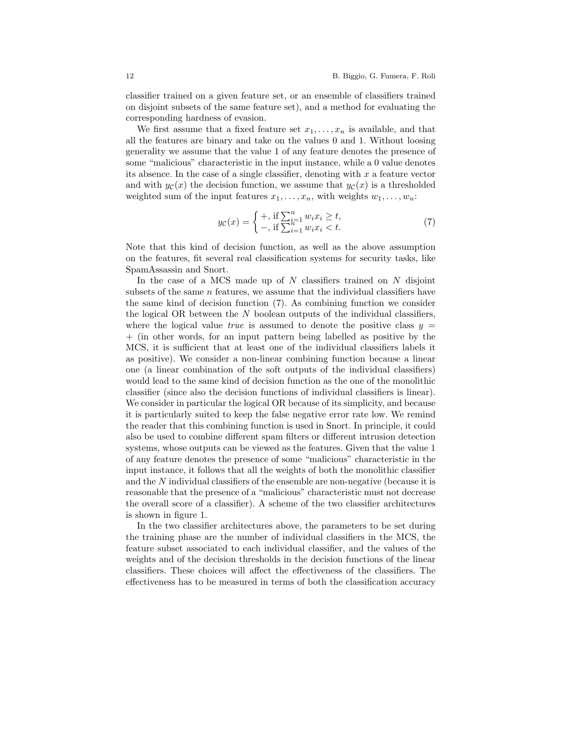classifier trained on a given feature set, or an ensemble of classifiers trained on disjoint subsets of the same feature set), and a method for evaluating the corresponding hardness of evasion.

We first assume that a fixed feature set $x_1, \ldots, x_n$ is available, and that all the features are binary and take on the values 0 and 1. Without loosing generality we assume that the value 1 of any feature denotes the presence of some "malicious" characteristic in the input instance, while a 0 value denotes its absence. In the case of a single classifier, denoting with $x$ a feature vector and with $y_{\mathcal{C}}(x)$ the decision function, we assume that $y_{\mathcal{C}}(x)$ is a thresholded weighted sum of the input features $x_1, \ldots, x_n$, with weights $w_1, \ldots, w_n$:

$$y_{\mathcal{C}}(x) = \begin{cases} +, \text{ if } \sum_{i=1}^{n} w_i x_i \geq t, \\ -, \text{ if } \sum_{i=1}^{n} w_i x_i < t. \end{cases} \tag{7}$$

Note that this kind of decision function, as well as the above assumption on the features, fit several real classification systems for security tasks, like SpamAssassin and Snort.

In the case of a MCS made up of $N$ classifiers trained on $N$ disjoint subsets of the same $n$ features, we assume that the individual classifiers have the same kind of decision function (7). As combining function we consider the logical OR between the $N$ boolean outputs of the individual classifiers, where the logical value *true* is assumed to denote the positive class $y = +$ (in other words, for an input pattern being labelled as positive by the MCS, it is sufficient that at least one of the individual classifiers labels it as positive). We consider a non-linear combining function because a linear one (a linear combination of the soft outputs of the individual classifiers) would lead to the same kind of decision function as the one of the monolithic classifier (since also the decision functions of individual classifiers is linear). We consider in particular the logical OR because of its simplicity, and because it is particularly suited to keep the false negative error rate low. We remind the reader that this combining function is used in Snort. In principle, it could also be used to combine different spam filters or different intrusion detection systems, whose outputs can be viewed as the features. Given that the value 1 of any feature denotes the presence of some "malicious" characteristic in the input instance, it follows that all the weights of both the monolithic classifier and the $N$ individual classifiers of the ensemble are non-negative (because it is reasonable that the presence of a "malicious" characteristic must not decrease the overall score of a classifier). A scheme of the two classifier architectures is shown in figure 1.

In the two classifier architectures above, the parameters to be set during the training phase are the number of individual classifiers in the MCS, the feature subset associated to each individual classifier, and the values of the weights and of the decision thresholds in the decision functions of the linear classifiers. These choices will affect the effectiveness of the classifiers. The effectiveness has to be measured in terms of both the classification accuracy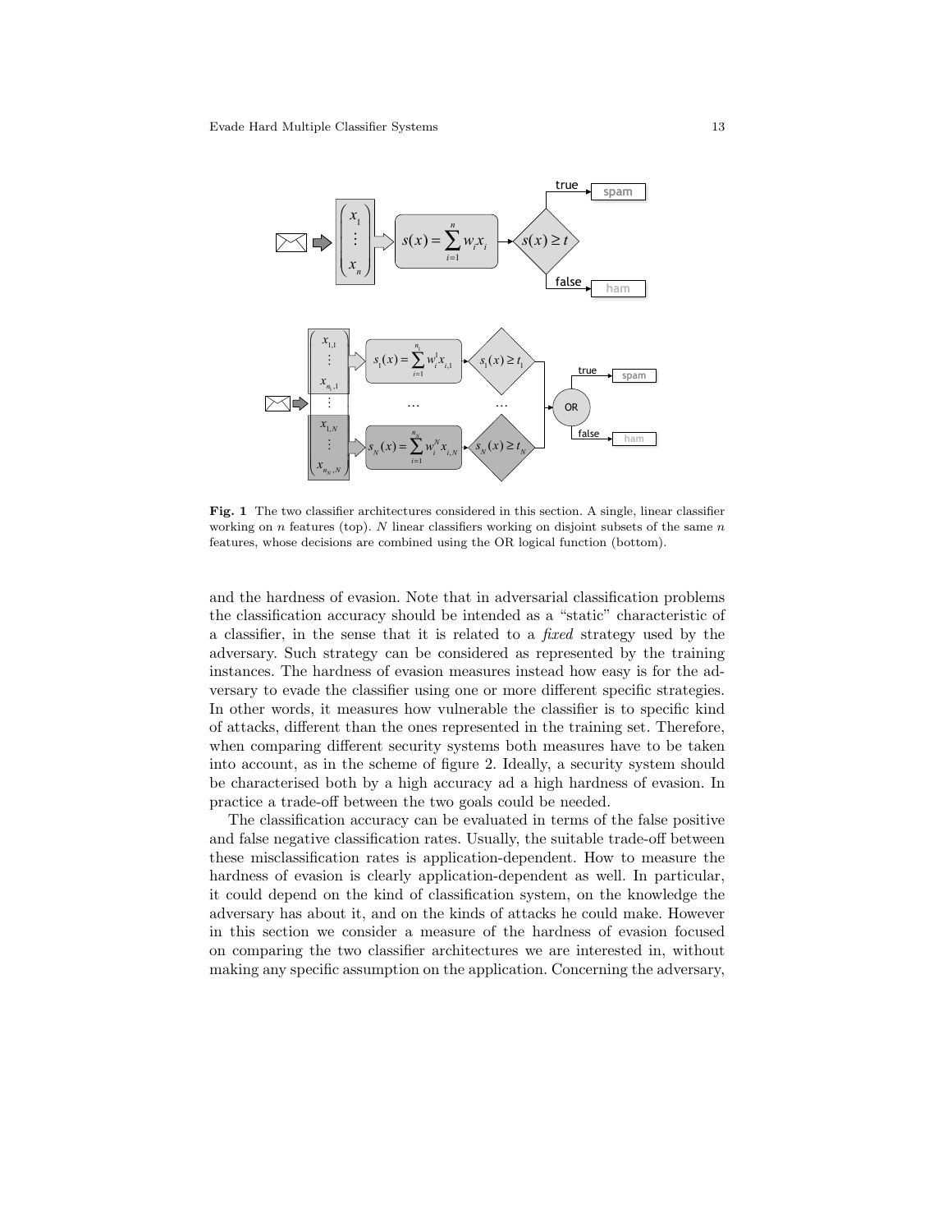**Fig. 1** The two classifier architectures considered in this section. A single, linear classifier working on $n$ features (top). $N$ linear classifiers working on disjoint subsets of the same $n$ features, whose decisions are combined using the OR logical function (bottom).

and the hardness of evasion. Note that in adversarial classification problems the classification accuracy should be intended as a "static" characteristic of a classifier, in the sense that it is related to a *fixed* strategy used by the adversary. Such strategy can be considered as represented by the training instances. The hardness of evasion measures instead how easy is for the adversary to evade the classifier using one or more different specific strategies. In other words, it measures how vulnerable the classifier is to specific kind of attacks, different than the ones represented in the training set. Therefore, when comparing different security systems both measures have to be taken into account, as in the scheme of figure 2. Ideally, a security system should be characterised both by a high accuracy ad a high hardness of evasion. In practice a trade-off between the two goals could be needed.

The classification accuracy can be evaluated in terms of the false positive and false negative classification rates. Usually, the suitable trade-off between these misclassification rates is application-dependent. How to measure the hardness of evasion is clearly application-dependent as well. In particular, it could depend on the kind of classification system, on the knowledge the adversary has about it, and on the kinds of attacks he could make. However in this section we consider a measure of the hardness of evasion focused on comparing the two classifier architectures we are interested in, without making any specific assumption on the application. Concerning the adversary,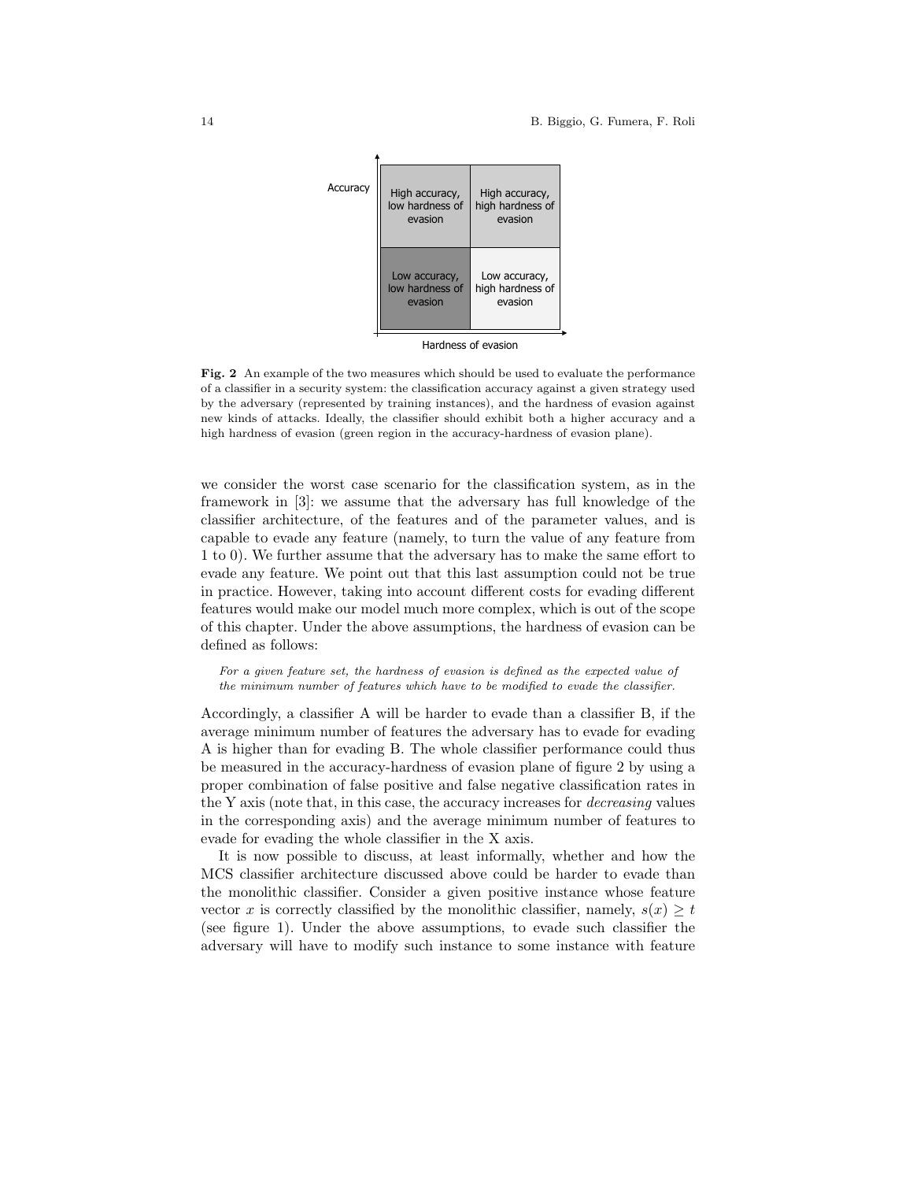Accuracy

High accuracy, low hardness of evasion

High accuracy, high hardness of evasion

Low accuracy, low hardness of evasion

Low accuracy, high hardness of evasion

Hardness of evasion

**Fig. 2** An example of the two measures which should be used to evaluate the performance of a classifier in a security system: the classification accuracy against a given strategy used by the adversary (represented by training instances), and the hardness of evasion against new kinds of attacks. Ideally, the classifier should exhibit both a higher accuracy and a high hardness of evasion (green region in the accuracy-hardness of evasion plane).

we consider the worst case scenario for the classification system, as in the framework in [3]: we assume that the adversary has full knowledge of the classifier architecture, of the features and of the parameter values, and is capable to evade any feature (namely, to turn the value of any feature from 1 to 0). We further assume that the adversary has to make the same effort to evade any feature. We point out that this last assumption could not be true in practice. However, taking into account different costs for evading different features would make our model much more complex, which is out of the scope of this chapter. Under the above assumptions, the hardness of evasion can be defined as follows:

*For a given feature set, the hardness of evasion is defined as the expected value of the minimum number of features which have to be modified to evade the classifier.*

Accordingly, a classifier A will be harder to evade than a classifier B, if the average minimum number of features the adversary has to evade for evading A is higher than for evading B. The whole classifier performance could thus be measured in the accuracy-hardness of evasion plane of figure 2 by using a proper combination of false positive and false negative classification rates in the Y axis (note that, in this case, the accuracy increases for *decreasing* values in the corresponding axis) and the average minimum number of features to evade for evading the whole classifier in the X axis.

It is now possible to discuss, at least informally, whether and how the MCS classifier architecture discussed above could be harder to evade than the monolithic classifier. Consider a given positive instance whose feature vector $x$ is correctly classified by the monolithic classifier, namely, $s(x) \geq t$ (see figure 1). Under the above assumptions, to evade such classifier the adversary will have to modify such instance to some instance with feature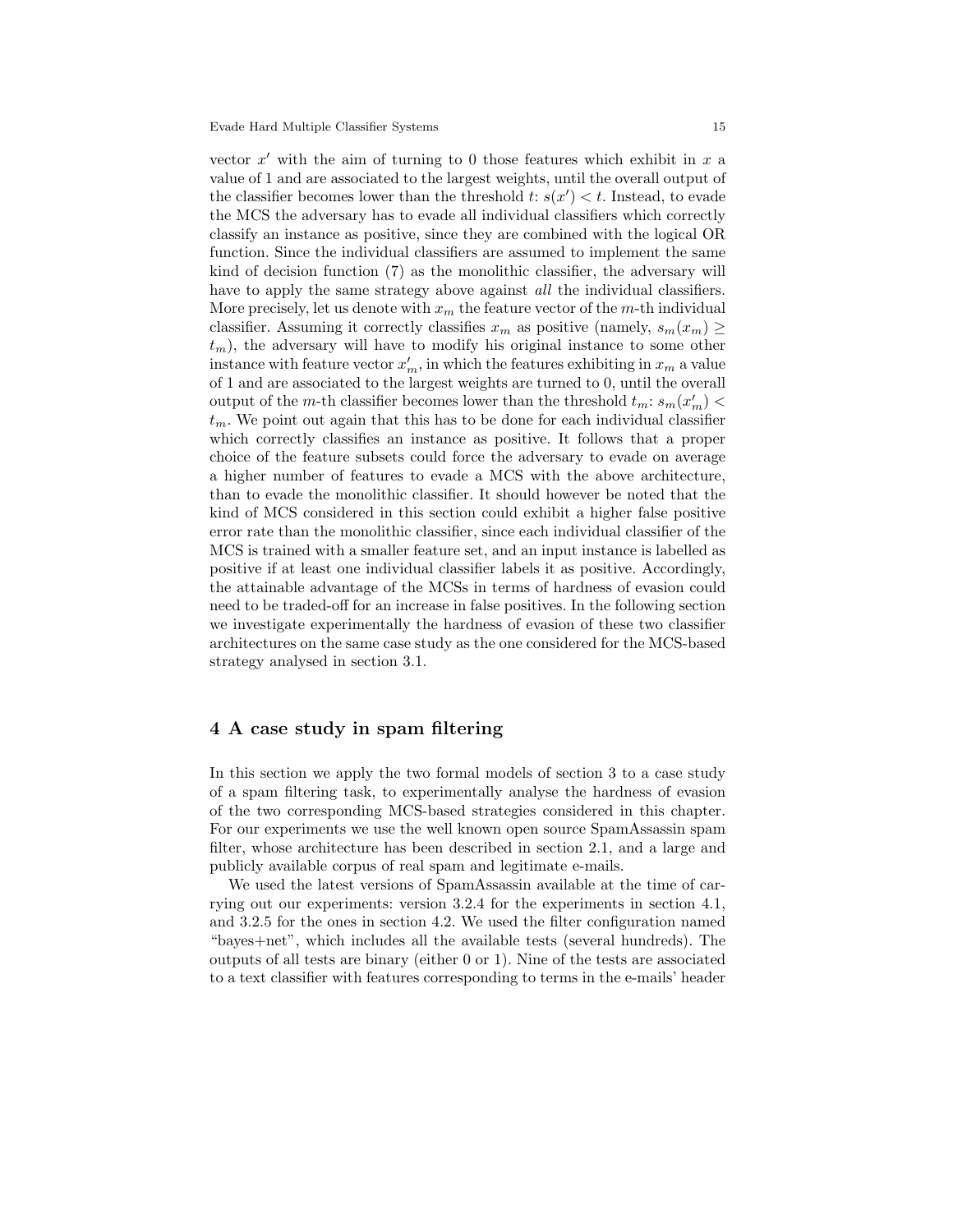vector $x'$ with the aim of turning to 0 those features which exhibit in $x$ a value of 1 and are associated to the largest weights, until the overall output of the classifier becomes lower than the threshold $t$: $s(x') < t$. Instead, to evade the MCS the adversary has to evade all individual classifiers which correctly classify an instance as positive, since they are combined with the logical OR function. Since the individual classifiers are assumed to implement the same kind of decision function (7) as the monolithic classifier, the adversary will have to apply the same strategy above against *all* the individual classifiers. More precisely, let us denote with $x_m$ the feature vector of the $m$-th individual classifier. Assuming it correctly classifies $x_m$ as positive (namely, $s_m(x_m) \geq t_m$), the adversary will have to modify his original instance to some other instance with feature vector $x'_m$, in which the features exhibiting in $x_m$ a value of 1 and are associated to the largest weights are turned to 0, until the overall output of the $m$-th classifier becomes lower than the threshold $t_m$: $s_m(x'_m) < t_m$. We point out again that this has to be done for each individual classifier which correctly classifies an instance as positive. It follows that a proper choice of the feature subsets could force the adversary to evade on average a higher number of features to evade a MCS with the above architecture, than to evade the monolithic classifier. It should however be noted that the kind of MCS considered in this section could exhibit a higher false positive error rate than the monolithic classifier, since each individual classifier of the MCS is trained with a smaller feature set, and an input instance is labelled as positive if at least one individual classifier labels it as positive. Accordingly, the attainable advantage of the MCSs in terms of hardness of evasion could need to be traded-off for an increase in false positives. In the following section we investigate experimentally the hardness of evasion of these two classifier architectures on the same case study as the one considered for the MCS-based strategy analysed in section 3.1.

## 4 A case study in spam filtering

In this section we apply the two formal models of section 3 to a case study of a spam filtering task, to experimentally analyse the hardness of evasion of the two corresponding MCS-based strategies considered in this chapter. For our experiments we use the well known open source SpamAssassin spam filter, whose architecture has been described in section 2.1, and a large and publicly available corpus of real spam and legitimate e-mails.

We used the latest versions of SpamAssassin available at the time of carrying out our experiments: version 3.2.4 for the experiments in section 4.1, and 3.2.5 for the ones in section 4.2. We used the filter configuration named "bayes+net", which includes all the available tests (several hundreds). The outputs of all tests are binary (either 0 or 1). Nine of the tests are associated to a text classifier with features corresponding to terms in the e-mails' header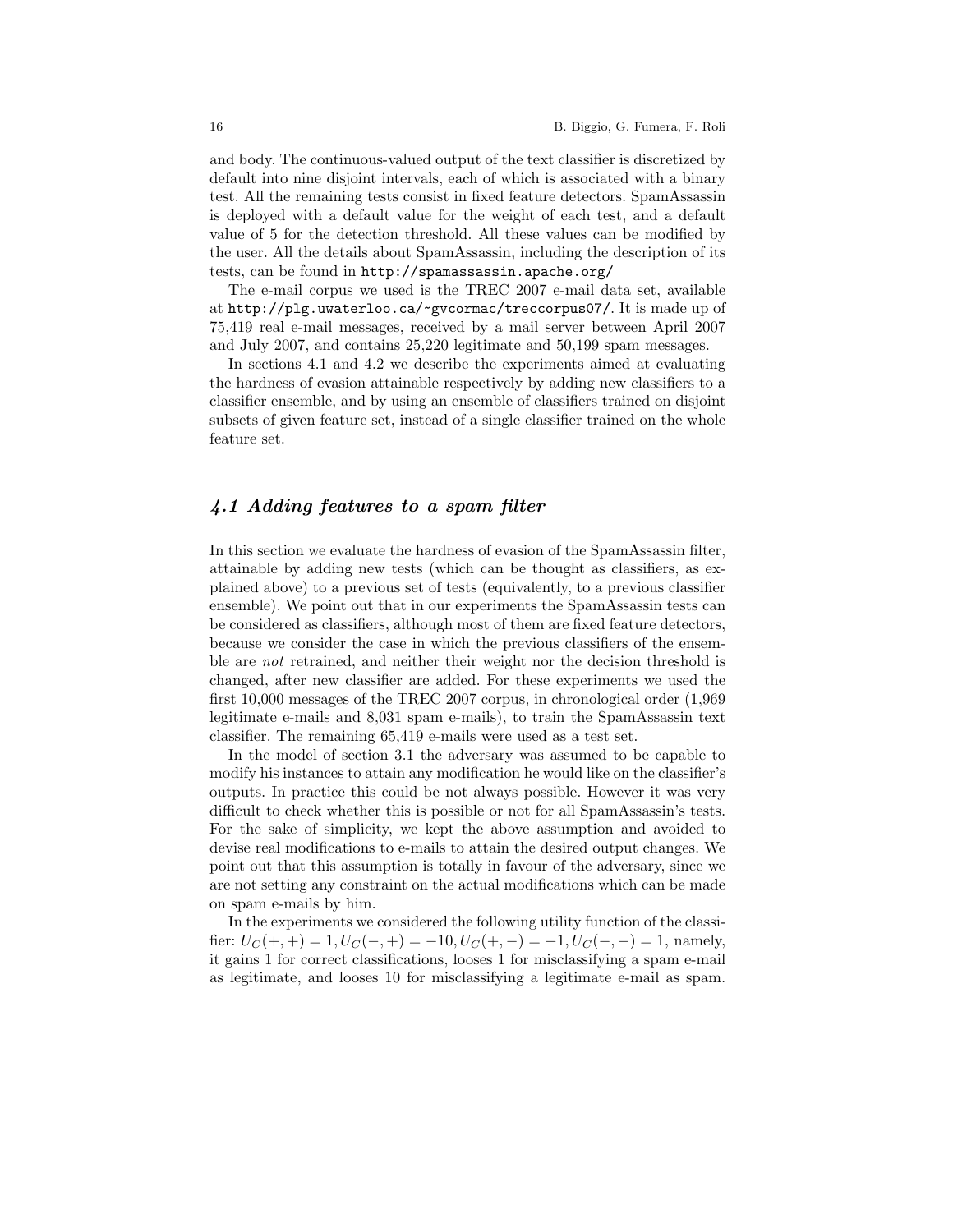and body. The continuous-valued output of the text classifier is discretized by default into nine disjoint intervals, each of which is associated with a binary test. All the remaining tests consist in fixed feature detectors. SpamAssassin is deployed with a default value for the weight of each test, and a default value of 5 for the detection threshold. All these values can be modified by the user. All the details about SpamAssassin, including the description of its tests, can be found in `http://spamassassin.apache.org/`

The e-mail corpus we used is the TREC 2007 e-mail data set, available at `http://plg.uwaterloo.ca/~gvcormac/treccorpus07/`. It is made up of 75,419 real e-mail messages, received by a mail server between April 2007 and July 2007, and contains 25,220 legitimate and 50,199 spam messages.

In sections 4.1 and 4.2 we describe the experiments aimed at evaluating the hardness of evasion attainable respectively by adding new classifiers to a classifier ensemble, and by using an ensemble of classifiers trained on disjoint subsets of given feature set, instead of a single classifier trained on the whole feature set.

## 4.1 Adding features to a spam filter

In this section we evaluate the hardness of evasion of the SpamAssassin filter, attainable by adding new tests (which can be thought as classifiers, as explained above) to a previous set of tests (equivalently, to a previous classifier ensemble). We point out that in our experiments the SpamAssassin tests can be considered as classifiers, although most of them are fixed feature detectors, because we consider the case in which the previous classifiers of the ensemble are *not* retrained, and neither their weight nor the decision threshold is changed, after new classifier are added. For these experiments we used the first 10,000 messages of the TREC 2007 corpus, in chronological order (1,969 legitimate e-mails and 8,031 spam e-mails), to train the SpamAssassin text classifier. The remaining 65,419 e-mails were used as a test set.

In the model of section 3.1 the adversary was assumed to be capable to modify his instances to attain any modification he would like on the classifier's outputs. In practice this could be not always possible. However it was very difficult to check whether this is possible or not for all SpamAssassin's tests. For the sake of simplicity, we kept the above assumption and avoided to devise real modifications to e-mails to attain the desired output changes. We point out that this assumption is totally in favour of the adversary, since we are not setting any constraint on the actual modifications which can be made on spam e-mails by him.

In the experiments we considered the following utility function of the classifier: $U_C(+,+) = 1, U_C(-,+) = -10, U_C(+,-) = -1, U_C(-,-) = 1$, namely, it gains 1 for correct classifications, looses 1 for misclassifying a spam e-mail as legitimate, and looses 10 for misclassifying a legitimate e-mail as spam.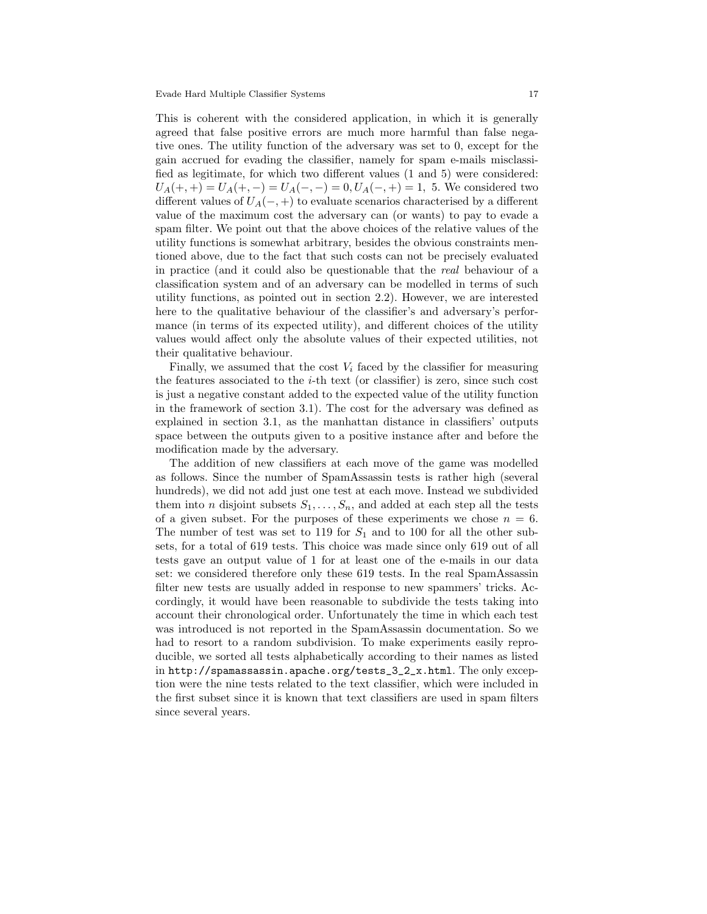This is coherent with the considered application, in which it is generally agreed that false positive errors are much more harmful than false negative ones. The utility function of the adversary was set to 0, except for the gain accrued for evading the classifier, namely for spam e-mails misclassified as legitimate, for which two different values (1 and 5) were considered: $U_A(+,+) = U_A(+,-) = U_A(-,-) = 0, U_A(-,+) = 1,\ 5$. We considered two different values of $U_A(-,+)$ to evaluate scenarios characterised by a different value of the maximum cost the adversary can (or wants) to pay to evade a spam filter. We point out that the above choices of the relative values of the utility functions is somewhat arbitrary, besides the obvious constraints mentioned above, due to the fact that such costs can not be precisely evaluated in practice (and it could also be questionable that the *real* behaviour of a classification system and of an adversary can be modelled in terms of such utility functions, as pointed out in section 2.2). However, we are interested here to the qualitative behaviour of the classifier's and adversary's performance (in terms of its expected utility), and different choices of the utility values would affect only the absolute values of their expected utilities, not their qualitative behaviour.

Finally, we assumed that the cost $V_i$ faced by the classifier for measuring the features associated to the $i$-th text (or classifier) is zero, since such cost is just a negative constant added to the expected value of the utility function in the framework of section 3.1). The cost for the adversary was defined as explained in section 3.1, as the manhattan distance in classifiers' outputs space between the outputs given to a positive instance after and before the modification made by the adversary.

The addition of new classifiers at each move of the game was modelled as follows. Since the number of SpamAssassin tests is rather high (several hundreds), we did not add just one test at each move. Instead we subdivided them into $n$ disjoint subsets $S_1, \ldots, S_n$, and added at each step all the tests of a given subset. For the purposes of these experiments we chose $n = 6$. The number of test was set to 119 for $S_1$ and to 100 for all the other subsets, for a total of 619 tests. This choice was made since only 619 out of all tests gave an output value of 1 for at least one of the e-mails in our data set: we considered therefore only these 619 tests. In the real SpamAssassin filter new tests are usually added in response to new spammers' tricks. Accordingly, it would have been reasonable to subdivide the tests taking into account their chronological order. Unfortunately the time in which each test was introduced is not reported in the SpamAssassin documentation. So we had to resort to a random subdivision. To make experiments easily reproducible, we sorted all tests alphabetically according to their names as listed in `http://spamassassin.apache.org/tests_3_2_x.html`. The only exception were the nine tests related to the text classifier, which were included in the first subset since it is known that text classifiers are used in spam filters since several years.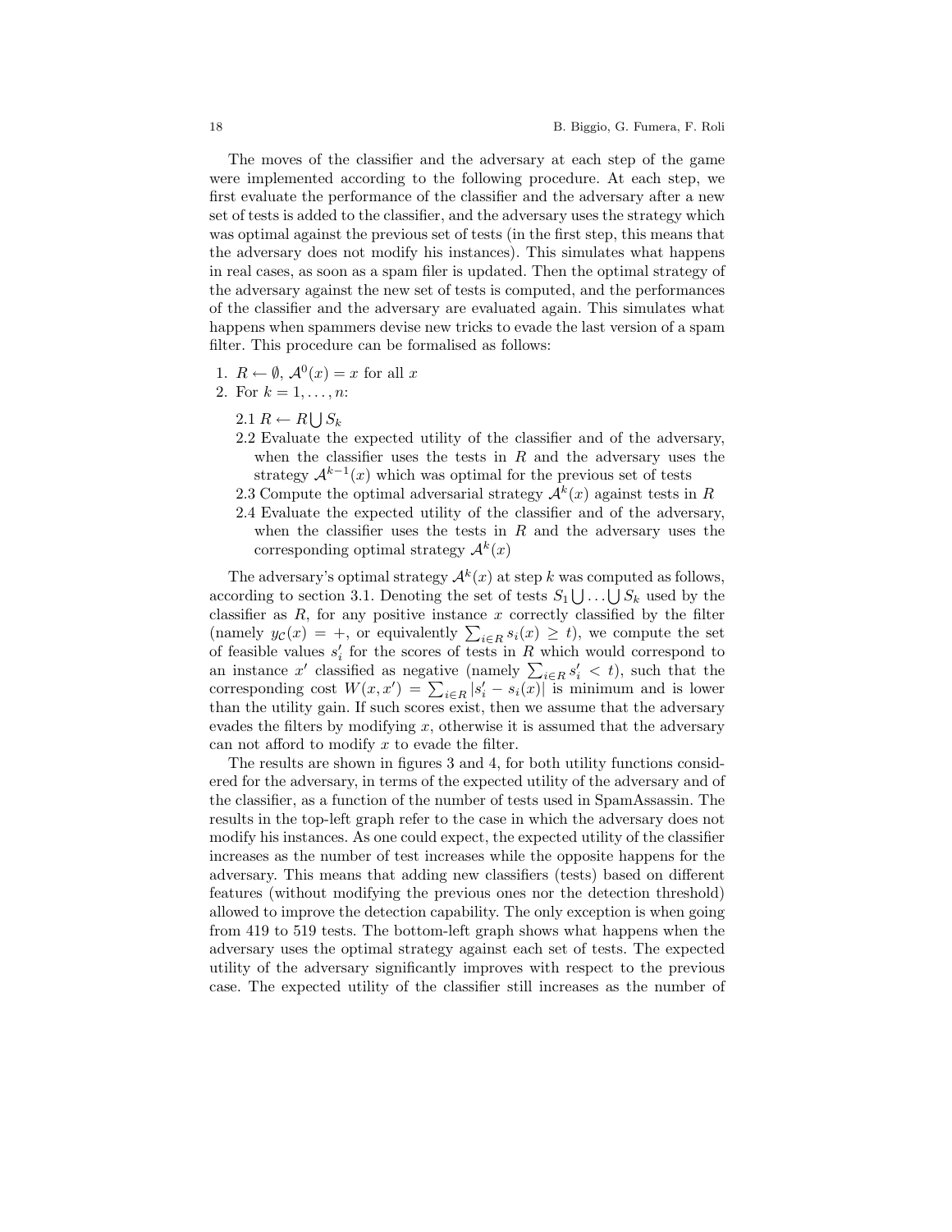The moves of the classifier and the adversary at each step of the game were implemented according to the following procedure. At each step, we first evaluate the performance of the classifier and the adversary after a new set of tests is added to the classifier, and the adversary uses the strategy which was optimal against the previous set of tests (in the first step, this means that the adversary does not modify his instances). This simulates what happens in real cases, as soon as a spam filer is updated. Then the optimal strategy of the adversary against the new set of tests is computed, and the performances of the classifier and the adversary are evaluated again. This simulates what happens when spammers devise new tricks to evade the last version of a spam filter. This procedure can be formalised as follows:

1. $R \leftarrow \emptyset$, $\mathcal{A}^0(x) = x$ for all $x$
2. For $k = 1, \ldots, n$:

   2.1 $R \leftarrow R \bigcup S_k$
   
   2.2 Evaluate the expected utility of the classifier and of the adversary, when the classifier uses the tests in $R$ and the adversary uses the strategy $\mathcal{A}^{k-1}(x)$ which was optimal for the previous set of tests
   
   2.3 Compute the optimal adversarial strategy $\mathcal{A}^k(x)$ against tests in $R$
   
   2.4 Evaluate the expected utility of the classifier and of the adversary, when the classifier uses the tests in $R$ and the adversary uses the corresponding optimal strategy $\mathcal{A}^k(x)$

The adversary's optimal strategy $\mathcal{A}^k(x)$ at step $k$ was computed as follows, according to section 3.1. Denoting the set of tests $S_1 \bigcup \ldots \bigcup S_k$ used by the classifier as $R$, for any positive instance $x$ correctly classified by the filter (namely $y_{\mathcal{C}}(x) = +$, or equivalently $\sum_{i \in R} s_i(x) \geq t$), we compute the set of feasible values $s'_i$ for the scores of tests in $R$ which would correspond to an instance $x'$ classified as negative (namely $\sum_{i \in R} s'_i < t$), such that the corresponding cost $W(x, x') = \sum_{i \in R} |s'_i - s_i(x)|$ is minimum and is lower than the utility gain. If such scores exist, then we assume that the adversary evades the filters by modifying $x$, otherwise it is assumed that the adversary can not afford to modify $x$ to evade the filter.

The results are shown in figures 3 and 4, for both utility functions considered for the adversary, in terms of the expected utility of the adversary and of the classifier, as a function of the number of tests used in SpamAssassin. The results in the top-left graph refer to the case in which the adversary does not modify his instances. As one could expect, the expected utility of the classifier increases as the number of test increases while the opposite happens for the adversary. This means that adding new classifiers (tests) based on different features (without modifying the previous ones nor the detection threshold) allowed to improve the detection capability. The only exception is when going from 419 to 519 tests. The bottom-left graph shows what happens when the adversary uses the optimal strategy against each set of tests. The expected utility of the adversary significantly improves with respect to the previous case. The expected utility of the classifier still increases as the number of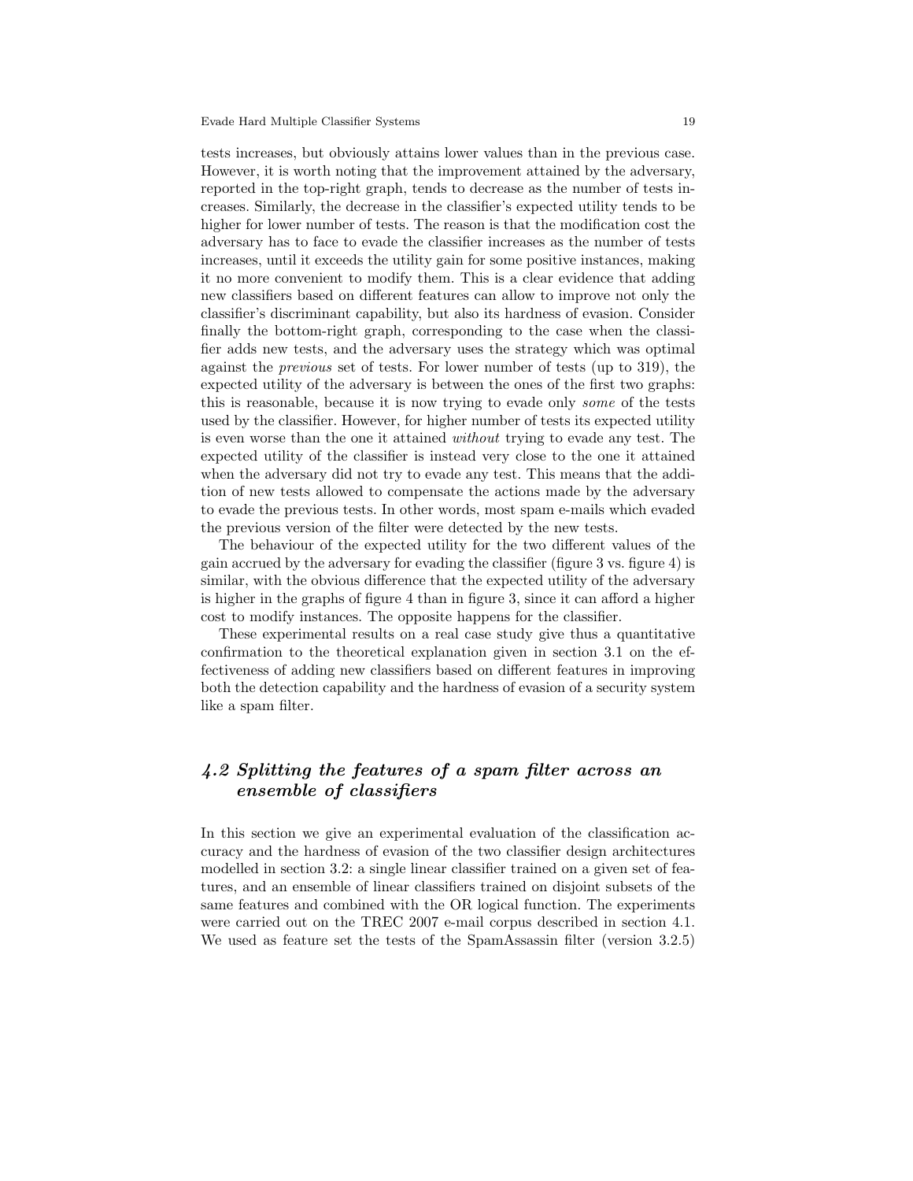tests increases, but obviously attains lower values than in the previous case. However, it is worth noting that the improvement attained by the adversary, reported in the top-right graph, tends to decrease as the number of tests increases. Similarly, the decrease in the classifier's expected utility tends to be higher for lower number of tests. The reason is that the modification cost the adversary has to face to evade the classifier increases as the number of tests increases, until it exceeds the utility gain for some positive instances, making it no more convenient to modify them. This is a clear evidence that adding new classifiers based on different features can allow to improve not only the classifier's discriminant capability, but also its hardness of evasion. Consider finally the bottom-right graph, corresponding to the case when the classifier adds new tests, and the adversary uses the strategy which was optimal against the *previous* set of tests. For lower number of tests (up to 319), the expected utility of the adversary is between the ones of the first two graphs: this is reasonable, because it is now trying to evade only *some* of the tests used by the classifier. However, for higher number of tests its expected utility is even worse than the one it attained *without* trying to evade any test. The expected utility of the classifier is instead very close to the one it attained when the adversary did not try to evade any test. This means that the addition of new tests allowed to compensate the actions made by the adversary to evade the previous tests. In other words, most spam e-mails which evaded the previous version of the filter were detected by the new tests.

The behaviour of the expected utility for the two different values of the gain accrued by the adversary for evading the classifier (figure 3 vs. figure 4) is similar, with the obvious difference that the expected utility of the adversary is higher in the graphs of figure 4 than in figure 3, since it can afford a higher cost to modify instances. The opposite happens for the classifier.

These experimental results on a real case study give thus a quantitative confirmation to the theoretical explanation given in section 3.1 on the effectiveness of adding new classifiers based on different features in improving both the detection capability and the hardness of evasion of a security system like a spam filter.

## *4.2 Splitting the features of a spam filter across an ensemble of classifiers*

In this section we give an experimental evaluation of the classification accuracy and the hardness of evasion of the two classifier design architectures modelled in section 3.2: a single linear classifier trained on a given set of features, and an ensemble of linear classifiers trained on disjoint subsets of the same features and combined with the OR logical function. The experiments were carried out on the TREC 2007 e-mail corpus described in section 4.1. We used as feature set the tests of the SpamAssassin filter (version 3.2.5)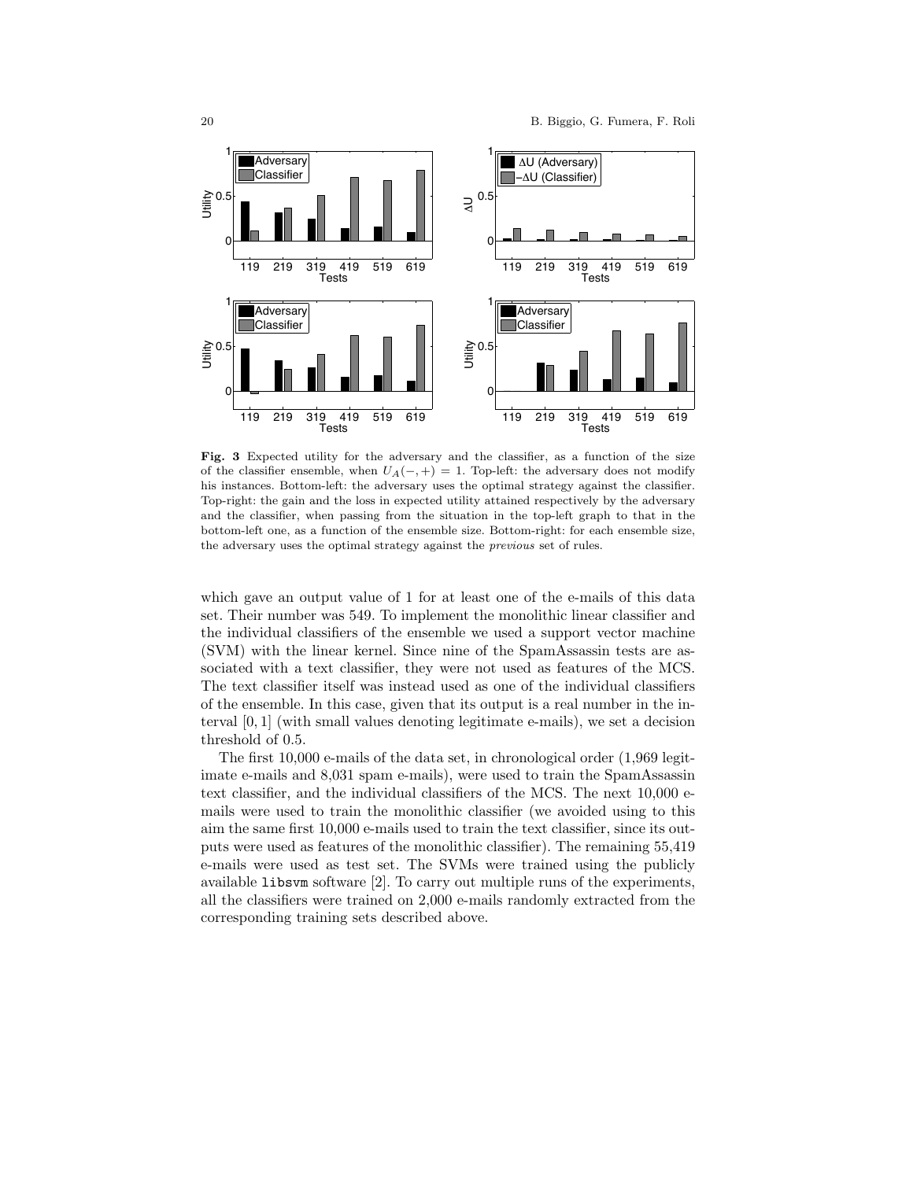**Fig. 3** Expected utility for the adversary and the classifier, as a function of the size of the classifier ensemble, when $U_A(-,+) = 1$. Top-left: the adversary does not modify his instances. Bottom-left: the adversary uses the optimal strategy against the classifier. Top-right: the gain and the loss in expected utility attained respectively by the adversary and the classifier, when passing from the situation in the top-left graph to that in the bottom-left one, as a function of the ensemble size. Bottom-right: for each ensemble size, the adversary uses the optimal strategy against the *previous* set of rules.

which gave an output value of 1 for at least one of the e-mails of this data set. Their number was 549. To implement the monolithic linear classifier and the individual classifiers of the ensemble we used a support vector machine (SVM) with the linear kernel. Since nine of the SpamAssassin tests are associated with a text classifier, they were not used as features of the MCS. The text classifier itself was instead used as one of the individual classifiers of the ensemble. In this case, given that its output is a real number in the interval $[0, 1]$ (with small values denoting legitimate e-mails), we set a decision threshold of 0.5.

The first 10,000 e-mails of the data set, in chronological order (1,969 legitimate e-mails and 8,031 spam e-mails), were used to train the SpamAssassin text classifier, and the individual classifiers of the MCS. The next 10,000 e-mails were used to train the monolithic classifier (we avoided using to this aim the same first 10,000 e-mails used to train the text classifier, since its outputs were used as features of the monolithic classifier). The remaining 55,419 e-mails were used as test set. The SVMs were trained using the publicly available `libsvm` software [2]. To carry out multiple runs of the experiments, all the classifiers were trained on 2,000 e-mails randomly extracted from the corresponding training sets described above.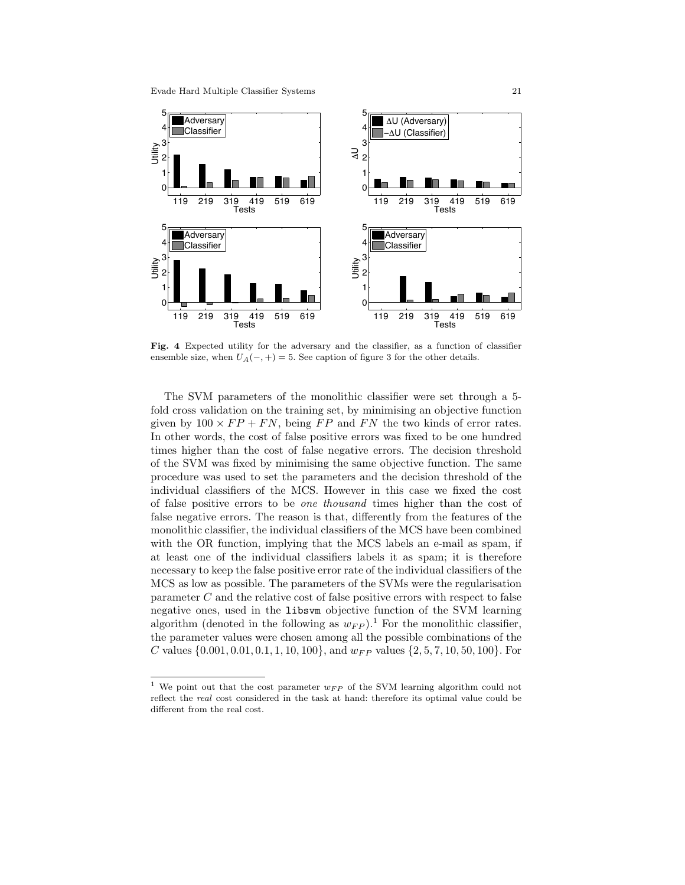Fig. 4 Expected utility for the adversary and the classifier, as a function of classifier ensemble size, when $U_A(-,+) = 5$. See caption of figure 3 for the other details.

The SVM parameters of the monolithic classifier were set through a 5-fold cross validation on the training set, by minimising an objective function given by $100 \times FP + FN$, being $FP$ and $FN$ the two kinds of error rates. In other words, the cost of false positive errors was fixed to be one hundred times higher than the cost of false negative errors. The decision threshold of the SVM was fixed by minimising the same objective function. The same procedure was used to set the parameters and the decision threshold of the individual classifiers of the MCS. However in this case we fixed the cost of false positive errors to be *one thousand* times higher than the cost of false negative errors. The reason is that, differently from the features of the monolithic classifier, the individual classifiers of the MCS have been combined with the OR function, implying that the MCS labels an e-mail as spam, if at least one of the individual classifiers labels it as spam; it is therefore necessary to keep the false positive error rate of the individual classifiers of the MCS as low as possible. The parameters of the SVMs were the regularisation parameter $C$ and the relative cost of false positive errors with respect to false negative ones, used in the `libsvm` objective function of the SVM learning algorithm (denoted in the following as $w_{FP}$).[1] For the monolithic classifier, the parameter values were chosen among all the possible combinations of the $C$ values $\{0.001, 0.01, 0.1, 1, 10, 100\}$, and $w_{FP}$ values $\{2, 5, 7, 10, 50, 100\}$. For

[1] We point out that the cost parameter $w_{FP}$ of the SVM learning algorithm could not reflect the *real* cost considered in the task at hand: therefore its optimal value could be different from the real cost.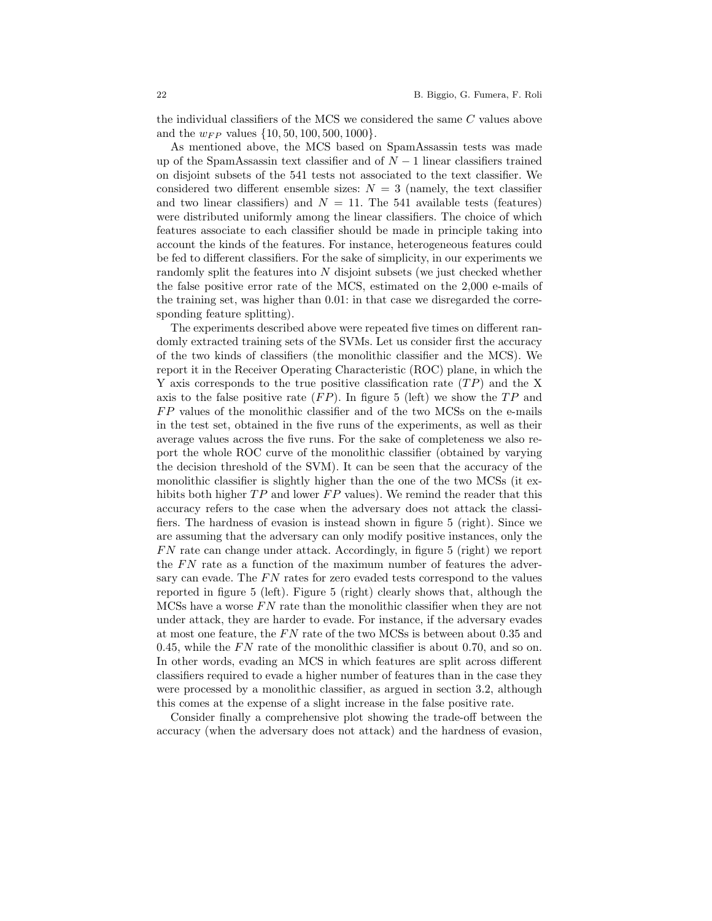the individual classifiers of the MCS we considered the same $C$ values above and the $w_{FP}$ values $\{10, 50, 100, 500, 1000\}$.

As mentioned above, the MCS based on SpamAssassin tests was made up of the SpamAssassin text classifier and of $N-1$ linear classifiers trained on disjoint subsets of the 541 tests not associated to the text classifier. We considered two different ensemble sizes: $N = 3$ (namely, the text classifier and two linear classifiers) and $N = 11$. The 541 available tests (features) were distributed uniformly among the linear classifiers. The choice of which features associate to each classifier should be made in principle taking into account the kinds of the features. For instance, heterogeneous features could be fed to different classifiers. For the sake of simplicity, in our experiments we randomly split the features into $N$ disjoint subsets (we just checked whether the false positive error rate of the MCS, estimated on the 2,000 e-mails of the training set, was higher than 0.01: in that case we disregarded the corresponding feature splitting).

The experiments described above were repeated five times on different randomly extracted training sets of the SVMs. Let us consider first the accuracy of the two kinds of classifiers (the monolithic classifier and the MCS). We report it in the Receiver Operating Characteristic (ROC) plane, in which the Y axis corresponds to the true positive classification rate ($TP$) and the X axis to the false positive rate ($FP$). In figure 5 (left) we show the $TP$ and $FP$ values of the monolithic classifier and of the two MCSs on the e-mails in the test set, obtained in the five runs of the experiments, as well as their average values across the five runs. For the sake of completeness we also report the whole ROC curve of the monolithic classifier (obtained by varying the decision threshold of the SVM). It can be seen that the accuracy of the monolithic classifier is slightly higher than the one of the two MCSs (it exhibits both higher $TP$ and lower $FP$ values). We remind the reader that this accuracy refers to the case when the adversary does not attack the classifiers. The hardness of evasion is instead shown in figure 5 (right). Since we are assuming that the adversary can only modify positive instances, only the $FN$ rate can change under attack. Accordingly, in figure 5 (right) we report the $FN$ rate as a function of the maximum number of features the adversary can evade. The $FN$ rates for zero evaded tests correspond to the values reported in figure 5 (left). Figure 5 (right) clearly shows that, although the MCSs have a worse $FN$ rate than the monolithic classifier when they are not under attack, they are harder to evade. For instance, if the adversary evades at most one feature, the $FN$ rate of the two MCSs is between about 0.35 and 0.45, while the $FN$ rate of the monolithic classifier is about 0.70, and so on. In other words, evading an MCS in which features are split across different classifiers required to evade a higher number of features than in the case they were processed by a monolithic classifier, as argued in section 3.2, although this comes at the expense of a slight increase in the false positive rate.

Consider finally a comprehensive plot showing the trade-off between the accuracy (when the adversary does not attack) and the hardness of evasion,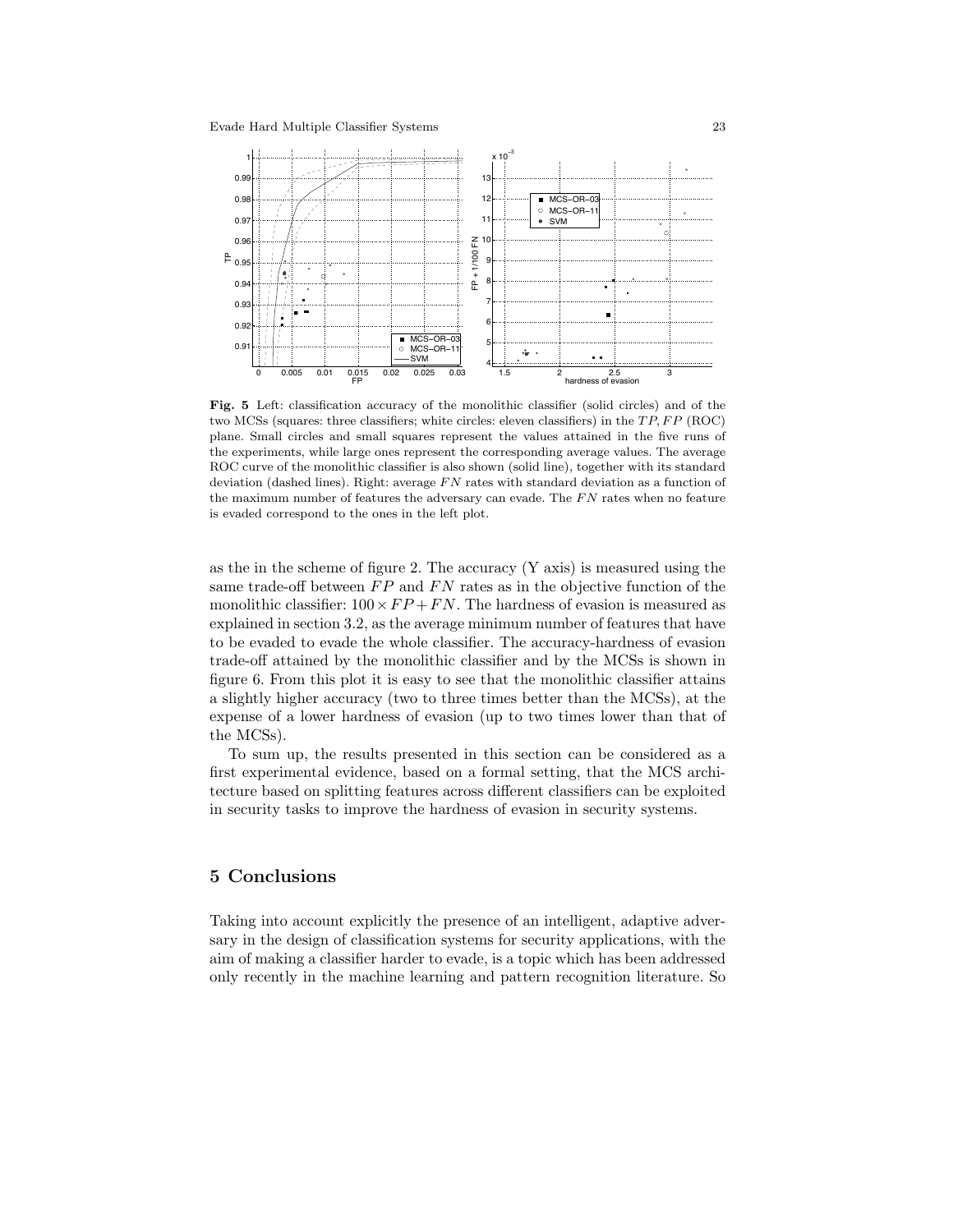Fig. 5 Left: classification accuracy of the monolithic classifier (solid circles) and of the two MCSs (squares: three classifiers; white circles: eleven classifiers) in the $TP, FP$ (ROC) plane. Small circles and small squares represent the values attained in the five runs of the experiments, while large ones represent the corresponding average values. The average ROC curve of the monolithic classifier is also shown (solid line), together with its standard deviation (dashed lines). Right: average $FN$ rates with standard deviation as a function of the maximum number of features the adversary can evade. The $FN$ rates when no feature is evaded correspond to the ones in the left plot.

as the in the scheme of figure 2. The accuracy (Y axis) is measured using the same trade-off between $FP$ and $FN$ rates as in the objective function of the monolithic classifier: $100 \times FP + FN$. The hardness of evasion is measured as explained in section 3.2, as the average minimum number of features that have to be evaded to evade the whole classifier. The accuracy-hardness of evasion trade-off attained by the monolithic classifier and by the MCSs is shown in figure 6. From this plot it is easy to see that the monolithic classifier attains a slightly higher accuracy (two to three times better than the MCSs), at the expense of a lower hardness of evasion (up to two times lower than that of the MCSs).

To sum up, the results presented in this section can be considered as a first experimental evidence, based on a formal setting, that the MCS architecture based on splitting features across different classifiers can be exploited in security tasks to improve the hardness of evasion in security systems.

## 5 Conclusions

Taking into account explicitly the presence of an intelligent, adaptive adversary in the design of classification systems for security applications, with the aim of making a classifier harder to evade, is a topic which has been addressed only recently in the machine learning and pattern recognition literature. So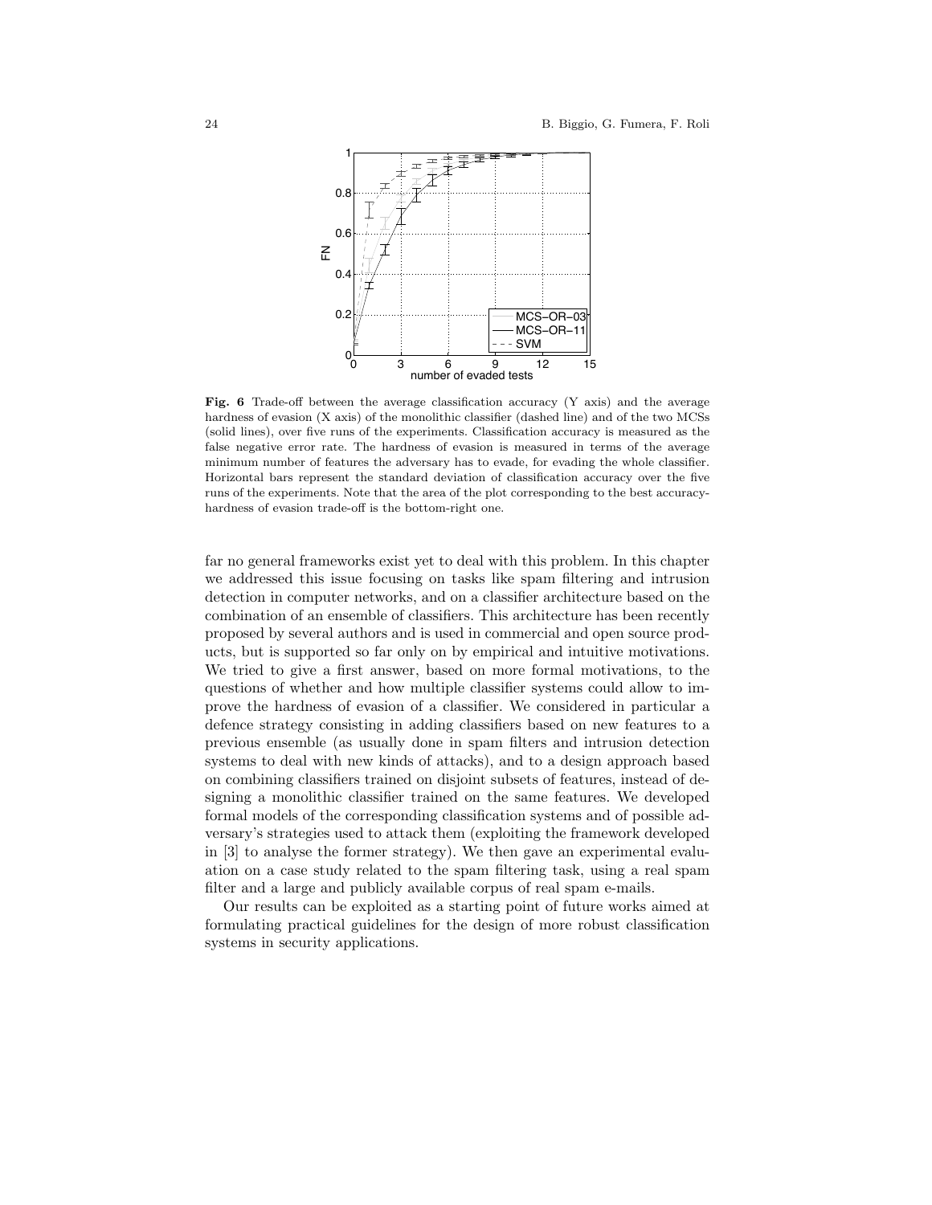1

0.8

0.6

FN

0.4

0.2

0

0 3 6 9 12 15

number of evaded tests

MCS–OR–03

MCS–OR–11

SVM

**Fig. 6** Trade-off between the average classification accuracy (Y axis) and the average hardness of evasion (X axis) of the monolithic classifier (dashed line) and of the two MCSs (solid lines), over five runs of the experiments. Classification accuracy is measured as the false negative error rate. The hardness of evasion is measured in terms of the average minimum number of features the adversary has to evade, for evading the whole classifier. Horizontal bars represent the standard deviation of classification accuracy over the five runs of the experiments. Note that the area of the plot corresponding to the best accuracy-hardness of evasion trade-off is the bottom-right one.

far no general frameworks exist yet to deal with this problem. In this chapter we addressed this issue focusing on tasks like spam filtering and intrusion detection in computer networks, and on a classifier architecture based on the combination of an ensemble of classifiers. This architecture has been recently proposed by several authors and is used in commercial and open source products, but is supported so far only on by empirical and intuitive motivations. We tried to give a first answer, based on more formal motivations, to the questions of whether and how multiple classifier systems could allow to improve the hardness of evasion of a classifier. We considered in particular a defence strategy consisting in adding classifiers based on new features to a previous ensemble (as usually done in spam filters and intrusion detection systems to deal with new kinds of attacks), and to a design approach based on combining classifiers trained on disjoint subsets of features, instead of designing a monolithic classifier trained on the same features. We developed formal models of the corresponding classification systems and of possible adversary's strategies used to attack them (exploiting the framework developed in [3] to analyse the former strategy). We then gave an experimental evaluation on a case study related to the spam filtering task, using a real spam filter and a large and publicly available corpus of real spam e-mails.

Our results can be exploited as a starting point of future works aimed at formulating practical guidelines for the design of more robust classification systems in security applications.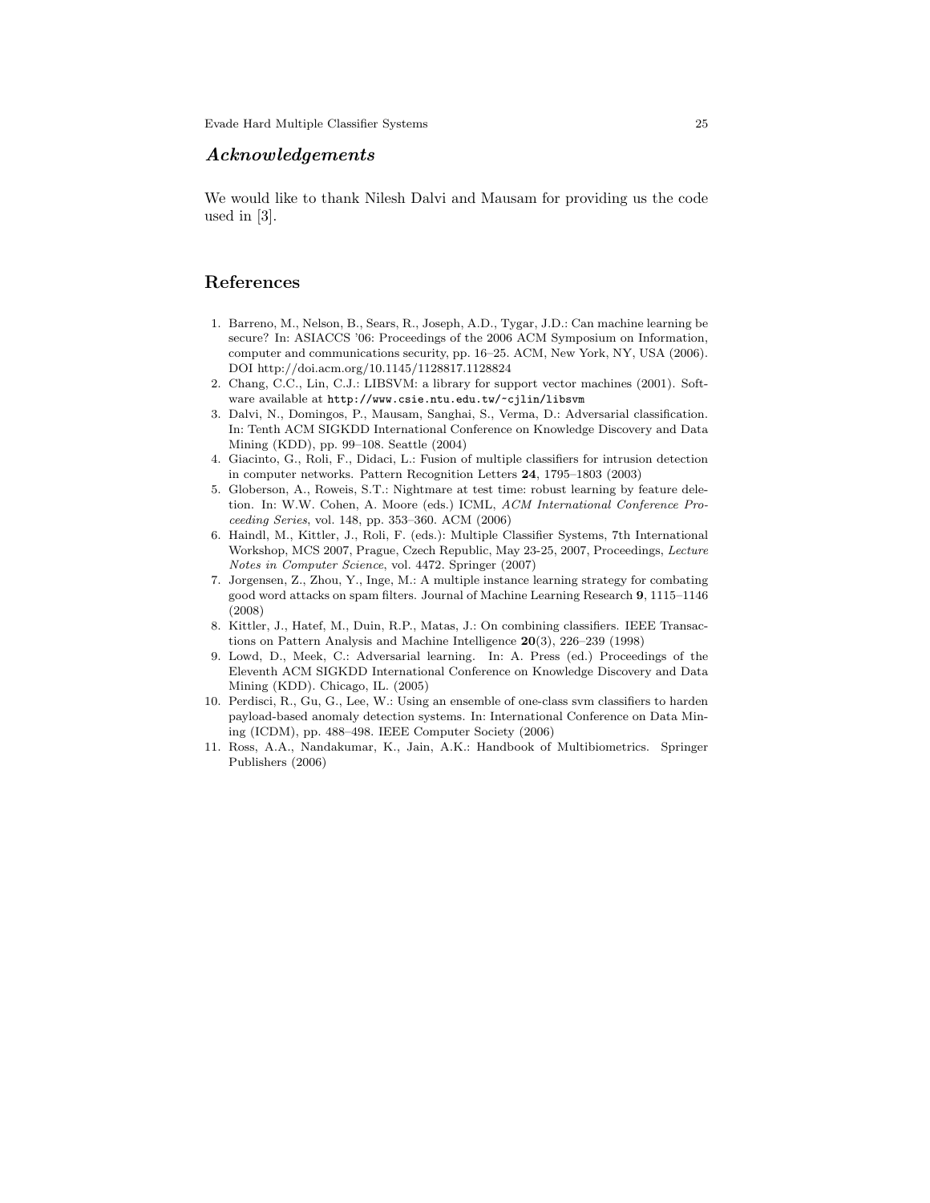## *Acknowledgements*

We would like to thank Nilesh Dalvi and Mausam for providing us the code used in [3].

## References

1. Barreno, M., Nelson, B., Sears, R., Joseph, A.D., Tygar, J.D.: Can machine learning be secure? In: ASIACCS '06: Proceedings of the 2006 ACM Symposium on Information, computer and communications security, pp. 16–25. ACM, New York, NY, USA (2006). DOI http://doi.acm.org/10.1145/1128817.1128824
2. Chang, C.C., Lin, C.J.: LIBSVM: a library for support vector machines (2001). Software available at `http://www.csie.ntu.edu.tw/~cjlin/libsvm`
3. Dalvi, N., Domingos, P., Mausam, Sanghai, S., Verma, D.: Adversarial classification. In: Tenth ACM SIGKDD International Conference on Knowledge Discovery and Data Mining (KDD), pp. 99–108. Seattle (2004)
4. Giacinto, G., Roli, F., Didaci, L.: Fusion of multiple classifiers for intrusion detection in computer networks. Pattern Recognition Letters **24**, 1795–1803 (2003)
5. Globerson, A., Roweis, S.T.: Nightmare at test time: robust learning by feature deletion. In: W.W. Cohen, A. Moore (eds.) ICML, *ACM International Conference Proceeding Series*, vol. 148, pp. 353–360. ACM (2006)
6. Haindl, M., Kittler, J., Roli, F. (eds.): Multiple Classifier Systems, 7th International Workshop, MCS 2007, Prague, Czech Republic, May 23-25, 2007, Proceedings, *Lecture Notes in Computer Science*, vol. 4472. Springer (2007)
7. Jorgensen, Z., Zhou, Y., Inge, M.: A multiple instance learning strategy for combating good word attacks on spam filters. Journal of Machine Learning Research **9**, 1115–1146 (2008)
8. Kittler, J., Hatef, M., Duin, R.P., Matas, J.: On combining classifiers. IEEE Transactions on Pattern Analysis and Machine Intelligence **20**(3), 226–239 (1998)
9. Lowd, D., Meek, C.: Adversarial learning. In: A. Press (ed.) Proceedings of the Eleventh ACM SIGKDD International Conference on Knowledge Discovery and Data Mining (KDD). Chicago, IL. (2005)
10. Perdisci, R., Gu, G., Lee, W.: Using an ensemble of one-class svm classifiers to harden payload-based anomaly detection systems. In: International Conference on Data Mining (ICDM), pp. 488–498. IEEE Computer Society (2006)
11. Ross, A.A., Nandakumar, K., Jain, A.K.: Handbook of Multibiometrics. Springer Publishers (2006)